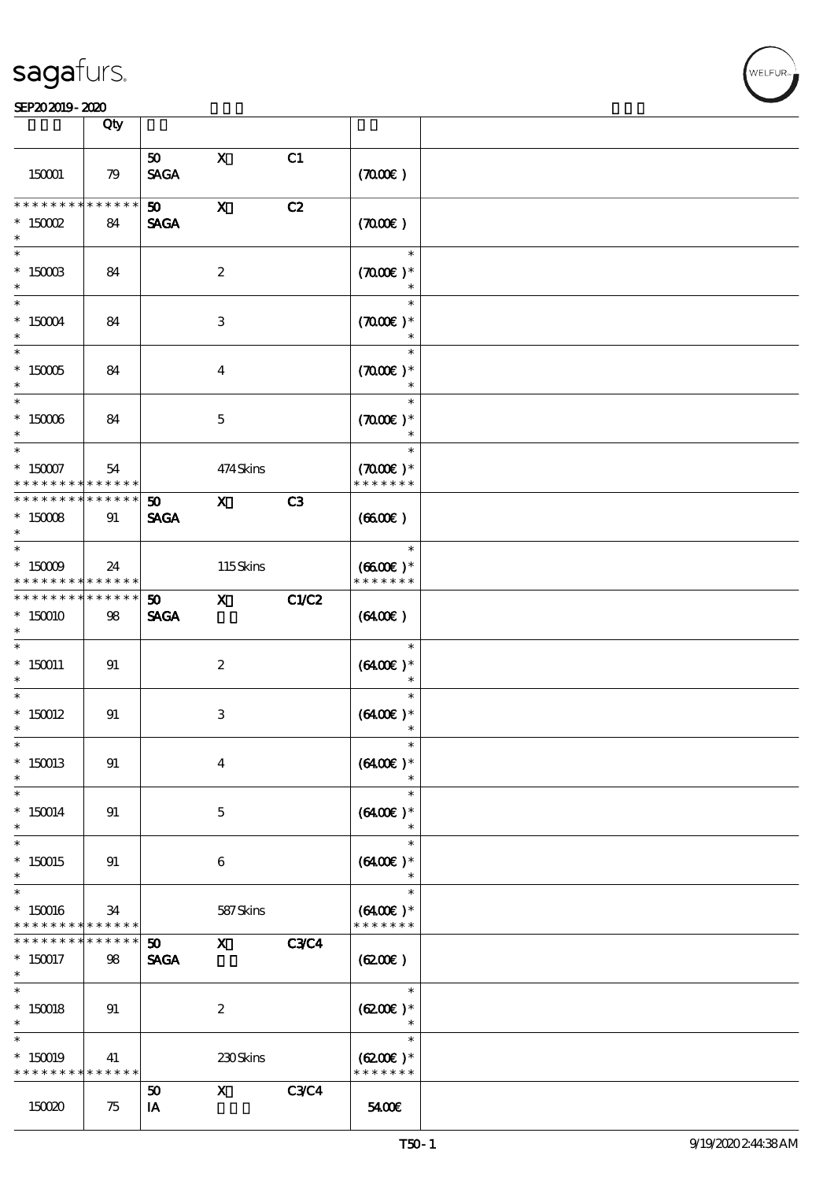sagafurs.

SEP20 2019 - 2020

| | Qty | | | | | |
|---|---|---|---|---|---|---|
| 150001 | 79 | 50 SAGA | X | C1 | (70.00€) | |
| * * * * * * * * * * * * * * <br>* 150002<br>* | 84 | 50 SAGA | X | C2 | (70.00€) | |
| * <br>* 150003<br>* | 84 | | 2 | | * <br>(70.00€) *<br>* | |
| * <br>* 150004<br>* | 84 | | 3 | | * <br>(70.00€) *<br>* | |
| * <br>* 150005<br>* | 84 | | 4 | | * <br>(70.00€) *<br>* | |
| * <br>* 150006<br>* | 84 | | 5 | | * <br>(70.00€) *<br>* | |
| * <br>* 150007<br>* * * * * * * * * * * * * * | 54 | | 474 Skins | | * <br>(70.00€) *<br>* * * * * * * | |
| * * * * * * * * * * * * * * <br>* 150008<br>* | 91 | 50 SAGA | X | C3 | (66.00€) | |
| * <br>* 150009<br>* * * * * * * * * * * * * * | 24 | | 115 Skins | | * <br>(66.00€) *<br>* * * * * * * | |
| * * * * * * * * * * * * * * <br>* 150010<br>* | 98 | 50 SAGA | X | C1/C2 | (64.00€) | |
| * <br>* 150011<br>* | 91 | | 2 | | * <br>(64.00€) *<br>* | |
| * <br>* 150012<br>* | 91 | | 3 | | * <br>(64.00€) *<br>* | |
| * <br>* 150013<br>* | 91 | | 4 | | * <br>(64.00€) *<br>* | |
| * <br>* 150014<br>* | 91 | | 5 | | * <br>(64.00€) *<br>* | |
| * <br>* 150015<br>* | 91 | | 6 | | * <br>(64.00€) *<br>* | |
| * <br>* 150016<br>* * * * * * * * * * * * * * | 34 | | 587 Skins | | * <br>(64.00€) *<br>* * * * * * * | |
| * * * * * * * * * * * * * * <br>* 150017<br>* | 98 | 50 SAGA | X | C3/C4 | (62.00€) | |
| * <br>* 150018<br>* | 91 | | 2 | | * <br>(62.00€) *<br>* | |
| * <br>* 150019<br>* * * * * * * * * * * * * * | 41 | | 230 Skins | | * <br>(62.00€) *<br>* * * * * * * | |
| 150020 | 75 | 50 IA | X | C3/C4 | 54.00€ | |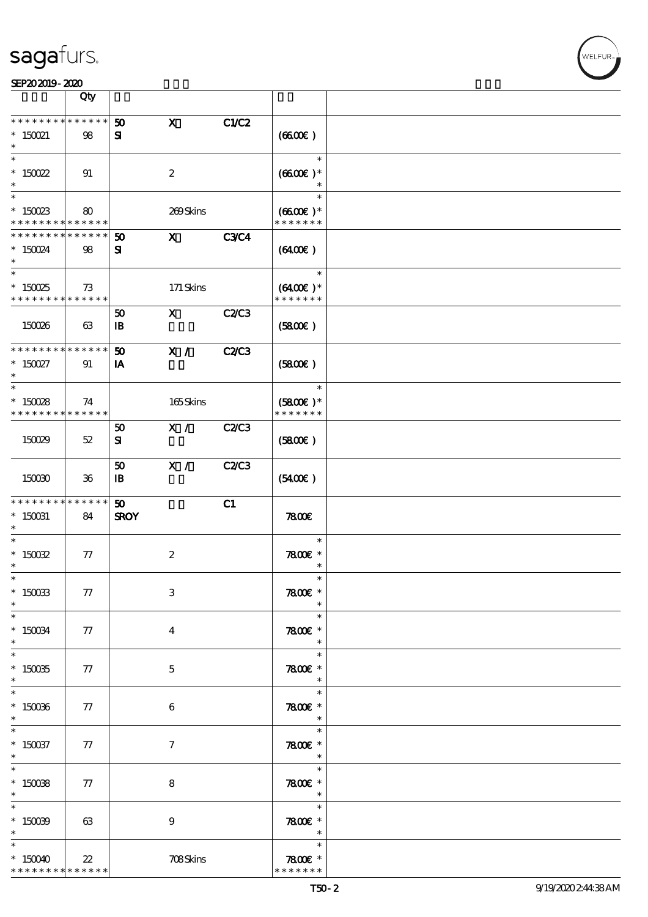| | Qty | | | | | |
|---|---|---|---|---|---|---|
| * * * * * * * * * * * * * * | 50 | X | C1/C2 | | | |
| * 150021 | 98 | SI | | | (6600€) | |
| * 150022 | 91 | | 2 | | (6600€) * | |
| * 150023 | 80 | | 269 Skins | | (6600€) * | |
| * * * * * * * * * * * * * * | 50 | X | C3/C4 | | | |
| * 150024 | 98 | SI | | | (6400€) | |
| * 150025 | 73 | | 171 Skins | | (6400€) * | |
| 150026 | 63 | 50 IB | X | C2/C3 | (5800€) | |
| * * * * * * * * * * * * * * | 50 | X / | C2/C3 | | | |
| * 150027 | 91 | IA | | | (5800€) | |
| * 150028 | 74 | | 165 Skins | | (5800€) * | |
| 150029 | 52 | 50 SI | X / | C2/C3 | (5800€) | |
| 150030 | 36 | 50 IB | X / | C2/C3 | (5400€) | |
| * * * * * * * * * * * * * * | 50 | | C1 | | | |
| * 150031 | 84 | SROY | | | 7800€ | |
| * 150032 | 77 | | 2 | | 7800€ * | |
| * 150033 | 77 | | 3 | | 7800€ * | |
| * 150034 | 77 | | 4 | | 7800€ * | |
| * 150035 | 77 | | 5 | | 7800€ * | |
| * 150036 | 77 | | 6 | | 7800€ * | |
| * 150037 | 77 | | 7 | | 7800€ * | |
| * 150038 | 77 | | 8 | | 7800€ * | |
| * 150039 | 63 | | 9 | | 7800€ * | |
| * 150040 | 22 | | 708 Skins | | 7800€ * | |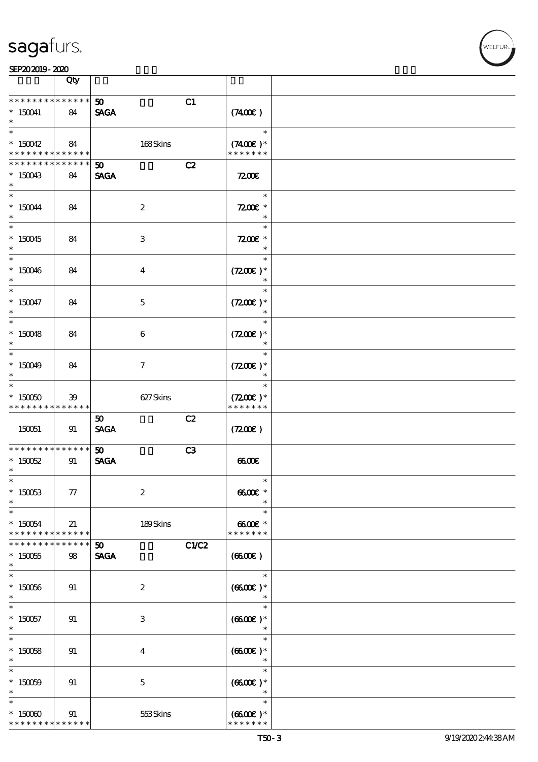| | Qty | | |
|---|---|---|---|
| * * * * * * * * * * * * * * | | 50 C1 | |
| * 150041 | 84 | SAGA | (74.00€ ) |
| * | | | |
| * | | | * |
| * 150042 | 84 | 168 Skins | (74.00€ )* |
| * * * * * * * * * * * * * * | | | * * * * * * * |
| * * * * * * * * * * * * * * | | 50 C2 | |
| * 150043 | 84 | SAGA | 72.00€ |
| * | | | |
| * 150044 | 84 | 2 | 72.00€ * |
| * | | | |
| * 150045 | 84 | 3 | 72.00€ * |
| * | | | |
| * 150046 | 84 | 4 | (72.00€ )* |
| * | | | |
| * 150047 | 84 | 5 | (72.00€ )* |
| * | | | |
| * 150048 | 84 | 6 | (72.00€ )* |
| * | | | |
| * 150049 | 84 | 7 | (72.00€ )* |
| * | | | |
| * 150050 | 39 | 627 Skins | (72.00€ )* |
| * * * * * * * * * * * * * * | | | * * * * * * * |
| | | 50 C2 | |
| 150051 | 91 | SAGA | (72.00€ ) |
| * * * * * * * * * * * * * * | | 50 C3 | |
| * 150052 | 91 | SAGA | 66.00€ |
| * | | | |
| * 150053 | 77 | 2 | 66.00€ * |
| * | | | |
| * 150054 | 21 | 189 Skins | 66.00€ * |
| * * * * * * * * * * * * * * | | | * * * * * * * |
| * * * * * * * * * * * * * * | | 50 C1/C2 | |
| * 150055 | 98 | SAGA | (66.00€ ) |
| * | | | |
| * 150056 | 91 | 2 | (66.00€ )* |
| * | | | |
| * 150057 | 91 | 3 | (66.00€ )* |
| * | | | |
| * 150058 | 91 | 4 | (66.00€ )* |
| * | | | |
| * 150059 | 91 | 5 | (66.00€ )* |
| * | | | |
| * 150060 | 91 | 553 Skins | (66.00€ )* |
| * * * * * * * * * * * * * * | | | * * * * * * * |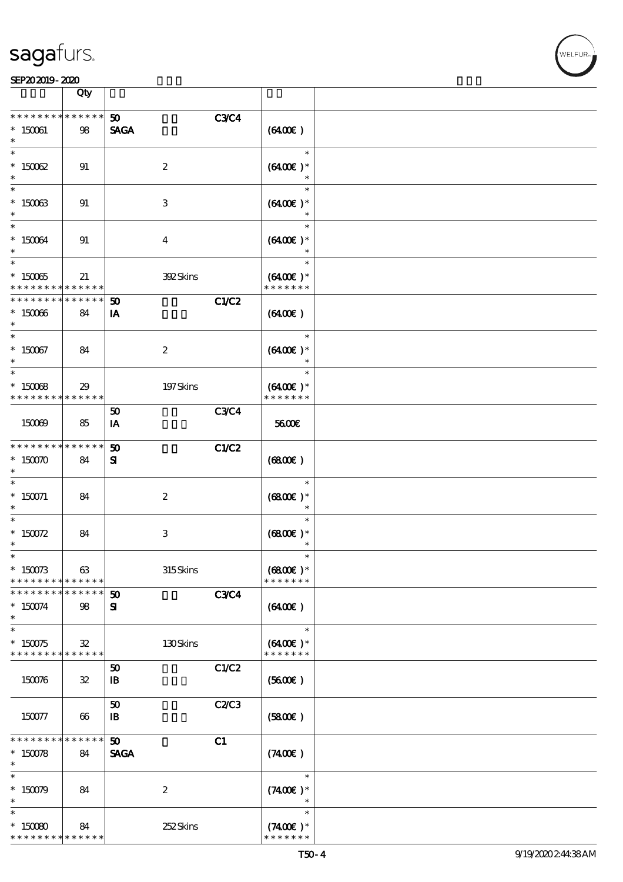sagafurs.

SEP20 2019 - 2020

| | Qty | | | |
|---|---|---|---|---|
| * * * * * * * * * * * * * * | 50 | | C3/C4 | |
| * 150061 | 98 | SAGA | | (64.00€) |
| * | | | | |
| * | | | | * |
| * 150062 | 91 | 2 | | (64.00€) * |
| * | | | | * |
| * | | | | * |
| * 150063 | 91 | 3 | | (64.00€) * |
| * | | | | * |
| * | | | | * |
| * 150064 | 91 | 4 | | (64.00€) * |
| * | | | | * |
| * | | | | * |
| * 150065 | 21 | 392 Skins | | (64.00€) * |
| * * * * * * * * * * * * * * | | | | * * * * * * * |
| * * * * * * * * * * * * * * | 50 | | C1/C2 | |
| * 150066 | 84 | IA | | (64.00€) |
| * | | | | |
| * | | | | * |
| * 150067 | 84 | 2 | | (64.00€) * |
| * | | | | * |
| * | | | | * |
| * 150068 | 29 | 197 Skins | | (64.00€) * |
| * * * * * * * * * * * * * * | | | | * * * * * * * |
| | | 50 | C3/C4 | |
| 150069 | 85 | IA | | 56.00€ |
| * * * * * * * * * * * * * * | 50 | | C1/C2 | |
| * 150070 | 84 | SI | | (68.00€) |
| * | | | | |
| * | | | | * |
| * 150071 | 84 | 2 | | (68.00€) * |
| * | | | | * |
| * | | | | * |
| * 150072 | 84 | 3 | | (68.00€) * |
| * | | | | * |
| * | | | | * |
| * 150073 | 63 | 315 Skins | | (68.00€) * |
| * * * * * * * * * * * * * * | | | | * * * * * * * |
| * * * * * * * * * * * * * * | 50 | | C3/C4 | |
| * 150074 | 98 | SI | | (64.00€) |
| * | | | | |
| * | | | | * |
| * 150075 | 32 | 130 Skins | | (64.00€) * |
| * * * * * * * * * * * * * * | | | | * * * * * * * |
| | | 50 | C1/C2 | |
| 150076 | 32 | IB | | (56.00€) |
| | | 50 | C2/C3 | |
| 150077 | 66 | IB | | (58.00€) |
| * * * * * * * * * * * * * * | 50 | | C1 | |
| * 150078 | 84 | SAGA | | (74.00€) |
| * | | | | |
| * | | | | * |
| * 150079 | 84 | 2 | | (74.00€) * |
| * | | | | * |
| * | | | | * |
| * 150080 | 84 | 252 Skins | | (74.00€) * |
| * * * * * * * * * * * * * * | | | | * * * * * * * |

T50-4 9/19/2020 2:44:38 AM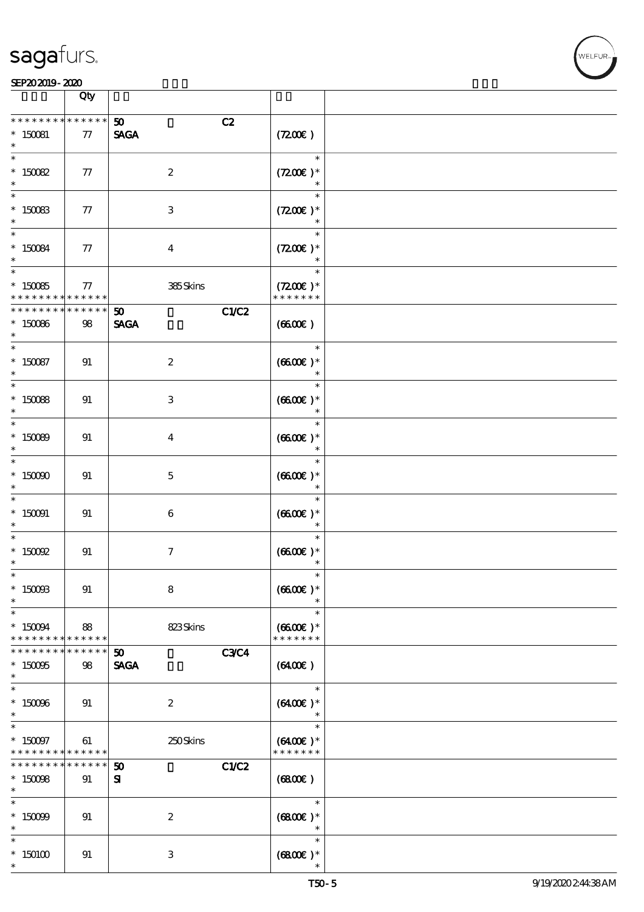| | Qty | | | |
|---|---|---|---|---|
| * * * * * * * * * * * * * * | | 50 | C2 | |
| * 150081 | 77 | SAGA | | (72.00€) |
| * 150082 | 77 | 2 | | (72.00€)* |
| * 150083 | 77 | 3 | | (72.00€)* |
| * 150084 | 77 | 4 | | (72.00€)* |
| * 150085 | 77 | 385 Skins | | (72.00€)* |
| * * * * * * * * * * * * * * | | 50 | C1/C2 | |
| * 150086 | 98 | SAGA | | (66.00€) |
| * 150087 | 91 | 2 | | (66.00€)* |
| * 150088 | 91 | 3 | | (66.00€)* |
| * 150089 | 91 | 4 | | (66.00€)* |
| * 150090 | 91 | 5 | | (66.00€)* |
| * 150091 | 91 | 6 | | (66.00€)* |
| * 150092 | 91 | 7 | | (66.00€)* |
| * 150093 | 91 | 8 | | (66.00€)* |
| * 150094 | 88 | 823 Skins | | (66.00€)* |
| * * * * * * * * * * * * * * | | 50 | C3/C4 | |
| * 150095 | 98 | SAGA | | (64.00€) |
| * 150096 | 91 | 2 | | (64.00€)* |
| * 150097 | 61 | 250 Skins | | (64.00€)* |
| * * * * * * * * * * * * * * | | 50 | C1/C2 | |
| * 150098 | 91 | SI | | (68.00€) |
| * 150099 | 91 | 2 | | (68.00€)* |
| * 150100 | 91 | 3 | | (68.00€)* |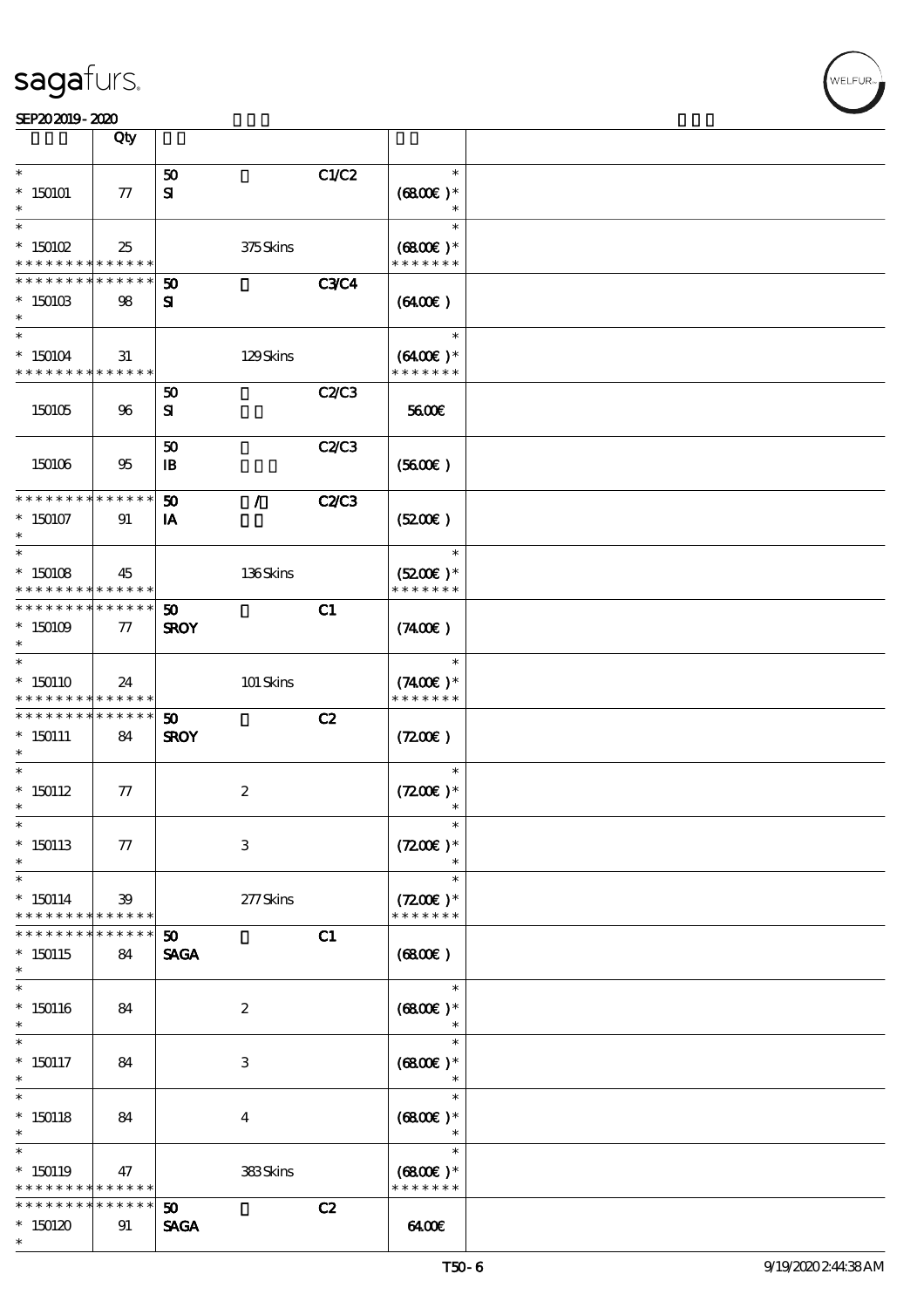| | Qty | | | | | |
|---|---|---|---|---|---|---|
| * 150101 * | 77 | 50 SI | | C1/C2 | * (68.00€)* * | |
| * 150102 * * * * * * * * * * * * * * | 25 | | 375 Skins | | * (68.00€)* * * * * * * * | |
| * * * * * * * * * * * * * * 150103 * | 98 | 50 SI | | C3/C4 | (64.00€) | |
| * 150104 * * * * * * * * * * * * * * | 31 | | 129 Skins | | * (64.00€)* * * * * * * * | |
| 150105 | 96 | 50 SI | | C2/C3 | 56.00€ | |
| 150106 | 95 | 50 IB | | C2/C3 | (56.00€) | |
| * * * * * * * * * * * * * * 150107 * | 91 | 50 IA | / | C2/C3 | (52.00€) | |
| * 150108 * * * * * * * * * * * * * * | 45 | | 136 Skins | | * (52.00€)* * * * * * * * | |
| * * * * * * * * * * * * * * 150109 * | 77 | 50 SROY | | C1 | (74.00€) | |
| * 150110 * * * * * * * * * * * * * * | 24 | | 101 Skins | | * (74.00€)* * * * * * * * | |
| * * * * * * * * * * * * * * 150111 * | 84 | 50 SROY | | C2 | (72.00€) | |
| * 150112 * | 77 | | 2 | | * (72.00€)* * | |
| * 150113 * | 77 | | 3 | | * (72.00€)* * | |
| * 150114 * * * * * * * * * * * * * * | 39 | | 277 Skins | | * (72.00€)* * * * * * * * | |
| * * * * * * * * * * * * * * 150115 * | 84 | 50 SAGA | | C1 | (68.00€) | |
| * 150116 * | 84 | | 2 | | * (68.00€)* * | |
| * 150117 * | 84 | | 3 | | * (68.00€)* * | |
| * 150118 * | 84 | | 4 | | * (68.00€)* * | |
| * 150119 * * * * * * * * * * * * * * | 47 | | 383 Skins | | * (68.00€)* * * * * * * * | |
| * * * * * * * * * * * * * * 150120 * | 91 | 50 SAGA | | C2 | 64.00€ | |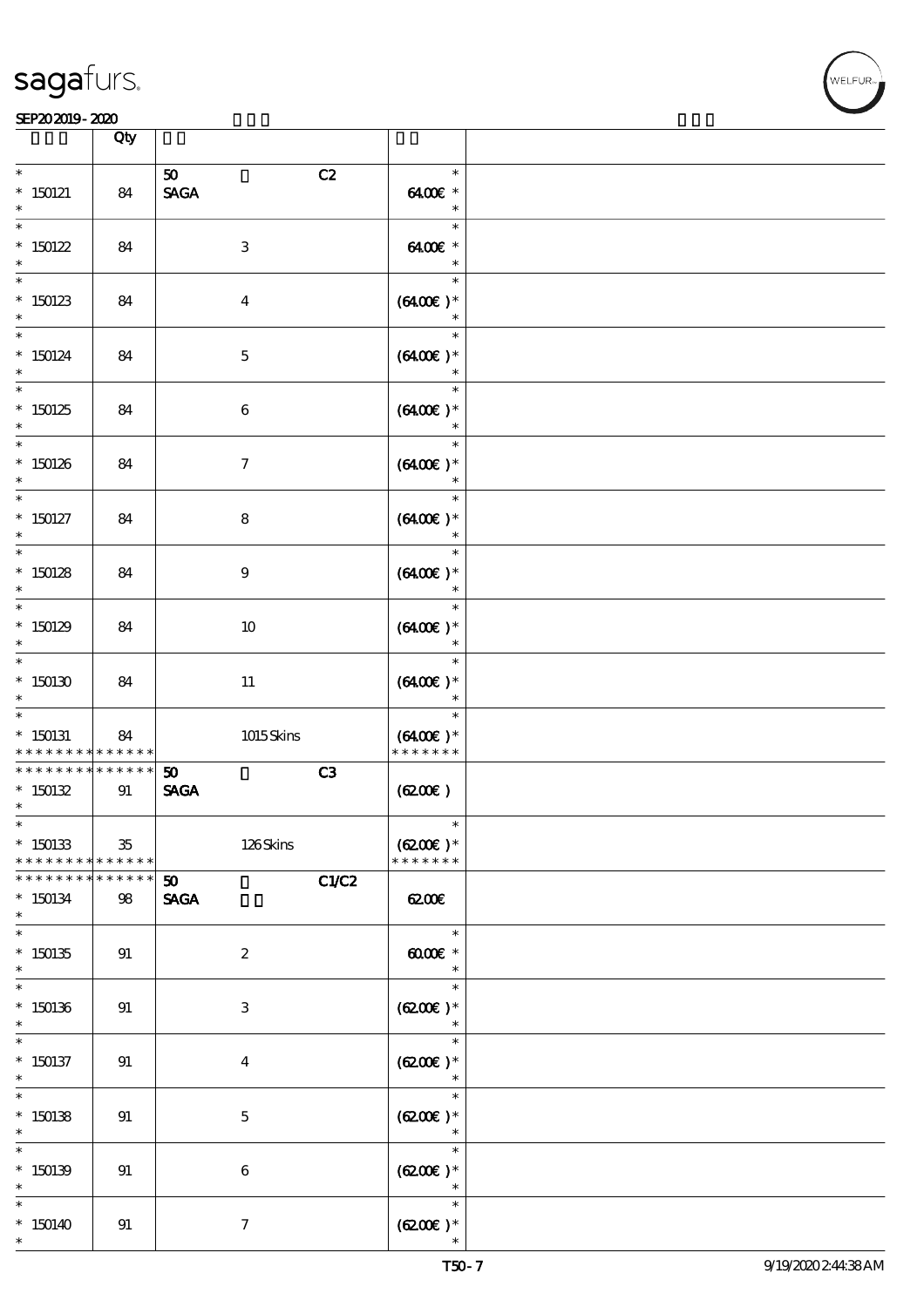| | Qty | | |
|---|---|---|---|
| * 150121 * | 84 | 50 C2 SAGA | * 64.00€ * |
| * 150122 * | 84 | 3 | * 64.00€ * |
| * 150123 * | 84 | 4 | * (64.00€ )* |
| * 150124 * | 84 | 5 | * (64.00€ )* |
| * 150125 * | 84 | 6 | * (64.00€ )* |
| * 150126 * | 84 | 7 | * (64.00€ )* |
| * 150127 * | 84 | 8 | * (64.00€ )* |
| * 150128 * | 84 | 9 | * (64.00€ )* |
| * 150129 * | 84 | 10 | * (64.00€ )* |
| * 150130 * | 84 | 11 | * (64.00€ )* |
| * 150131 * * * * * * * * * * * * * | 84 | 1015 Skins | * (64.00€ )* * * * * * * * |
| * * * * * * * * * * * * * * 150132 * | 91 | 50 C3 SAGA | (62.00€ ) |
| * 150133 * * * * * * * * * * * * * | 35 | 126 Skins | * (62.00€ )* * * * * * * * |
| * * * * * * * * * * * * * * 150134 * | 98 | 50 C1/C2 SAGA | 62.00€ |
| * 150135 * | 91 | 2 | * 60.00€ * |
| * 150136 * | 91 | 3 | * (62.00€ )* |
| * 150137 * | 91 | 4 | * (62.00€ )* |
| * 150138 * | 91 | 5 | * (62.00€ )* |
| * 150139 * | 91 | 6 | * (62.00€ )* |
| * 150140 * | 91 | 7 | * (62.00€ )* |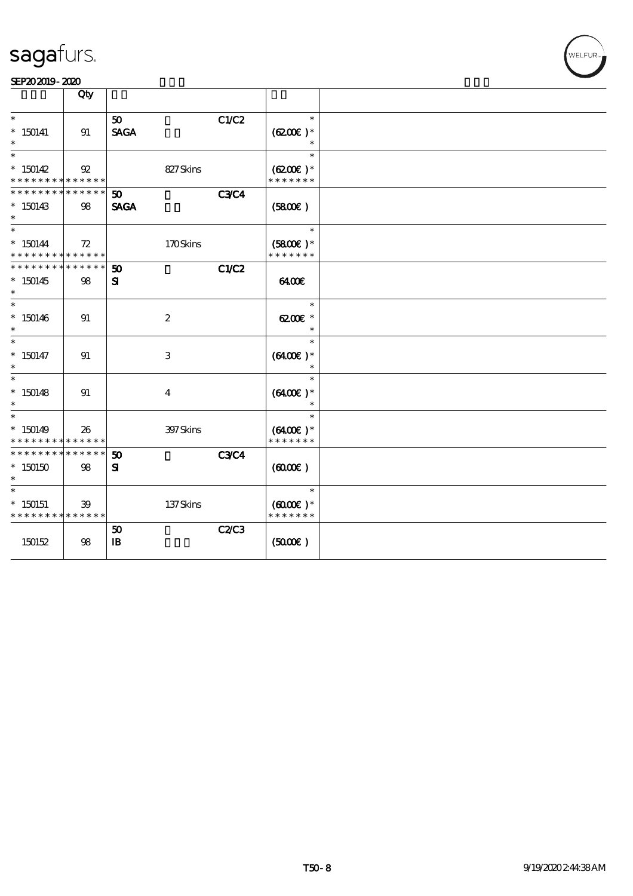| | Qty | | | | | |
|---|---|---|---|---|---|---|
| * <br> * 150141 <br> * | 91 | 50 <br> SAGA | | C1/C2 | * <br> (62.00€) * <br> * | |
| * <br> * 150142 <br> * * * * * * * * * * * * * * | 92 | | 827 Skins | | * <br> (62.00€) * <br> * * * * * * * | |
| * * * * * * * * * * * * * * <br> * 150143 <br> * | 98 | 50 <br> SAGA | | C3/C4 | (58.00€) | |
| * <br> * 150144 <br> * * * * * * * * * * * * * * | 72 | | 170 Skins | | * <br> (58.00€) * <br> * * * * * * * | |
| * * * * * * * * * * * * * * <br> * 150145 <br> * | 98 | 50 <br> SI | | C1/C2 | 64.00€ | |
| * <br> * 150146 <br> * | 91 | | 2 | | * <br> 62.00€ * <br> * | |
| * <br> * 150147 <br> * | 91 | | 3 | | * <br> (64.00€) * <br> * | |
| * <br> * 150148 <br> * | 91 | | 4 | | * <br> (64.00€) * <br> * | |
| * <br> * 150149 <br> * * * * * * * * * * * * * * | 26 | | 397 Skins | | * <br> (64.00€) * <br> * * * * * * * | |
| * * * * * * * * * * * * * * <br> * 150150 <br> * | 98 | 50 <br> SI | | C3/C4 | (60.00€) | |
| * <br> * 150151 <br> * * * * * * * * * * * * * * | 39 | | 137 Skins | | * <br> (60.00€) * <br> * * * * * * * | |
| 150152 | 98 | 50 <br> IB | | C2/C3 | (50.00€) | |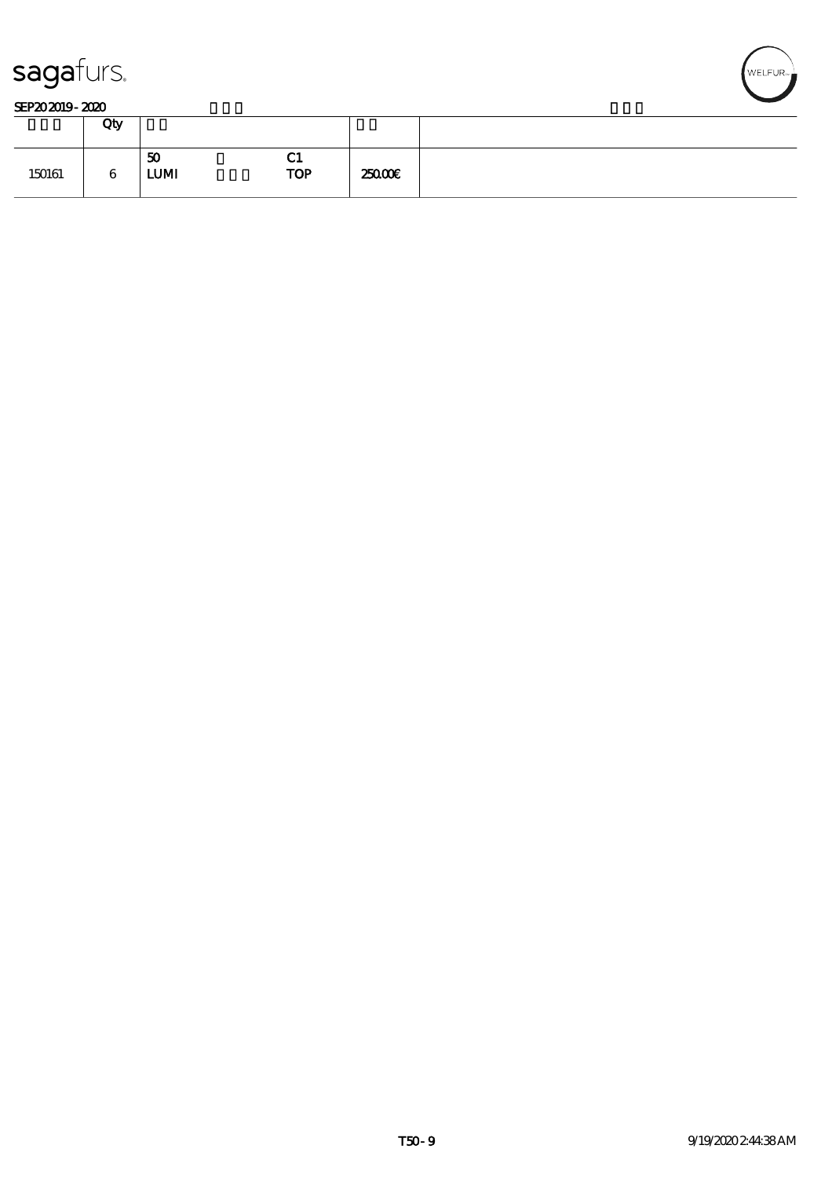sagafurs.

SEP20 2019 - 2020

| | Qty | | | | |
|---|---|---|---|---|---|
| 150161 | 6 | 50<br>LUMI | C1<br>TOP | 250.00€ | |

T50 - 9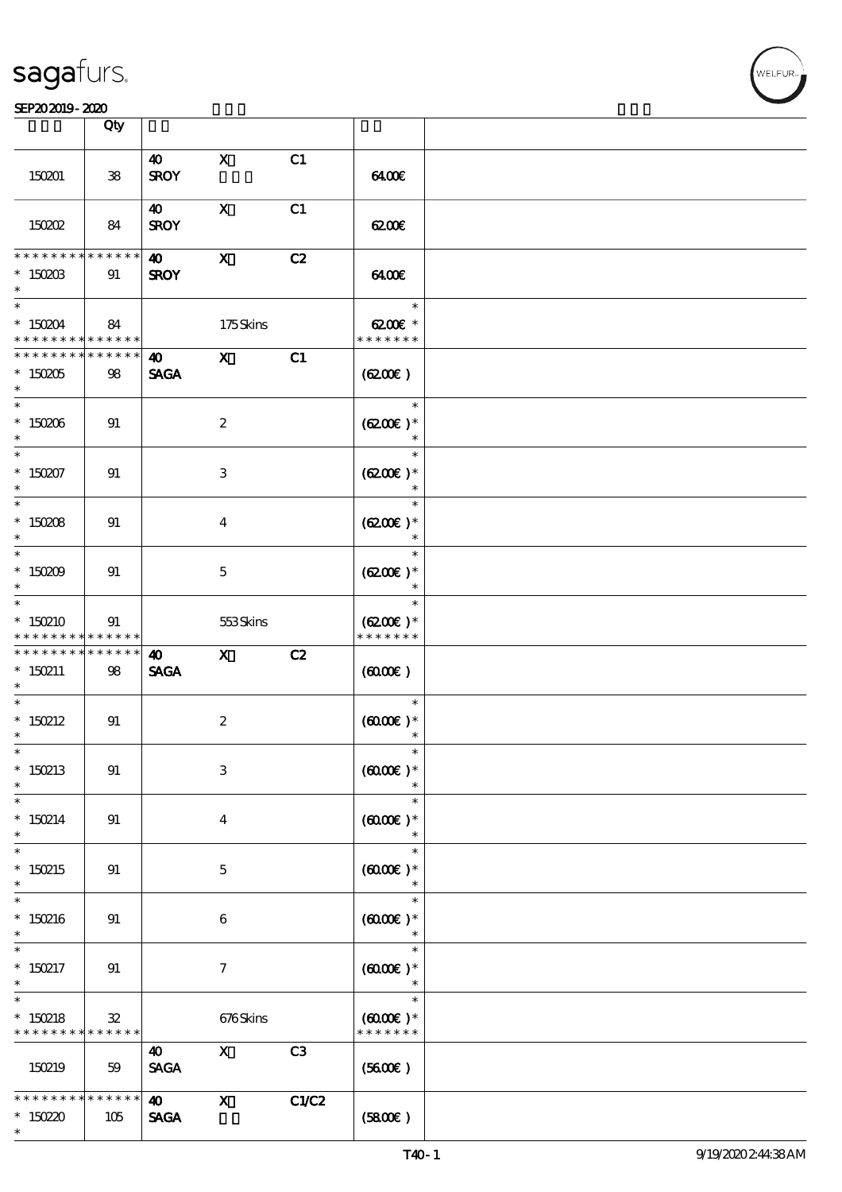| | Qty | | | | | |
|---|---|---|---|---|---|---|
| 150201 | 38 | 40 SROY | X | C1 | 64.00€ | |
| 150202 | 84 | 40 SROY | X | C1 | 62.00€ | |
| * * * * * * * * * * * * * *<br>* 150203<br>* | 91 | 40 SROY | X | C2 | 64.00€ | |
| *<br>* 150204<br>* * * * * * * * * * * * * * | 84 | | 175 Skins | | *<br>62.00€ *<br>* * * * * * * | |
| * * * * * * * * * * * * * *<br>* 150205<br>* | 98 | 40 SAGA | X | C1 | (62.00€) | |
| *<br>* 150206<br>* | 91 | | 2 | | *<br>(62.00€) *<br>* | |
| *<br>* 150207<br>* | 91 | | 3 | | *<br>(62.00€) *<br>* | |
| *<br>* 150208<br>* | 91 | | 4 | | *<br>(62.00€) *<br>* | |
| *<br>* 150209<br>* | 91 | | 5 | | *<br>(62.00€) *<br>* | |
| *<br>* 150210<br>* * * * * * * * * * * * * * | 91 | | 553 Skins | | *<br>(62.00€) *<br>* * * * * * * | |
| * * * * * * * * * * * * * *<br>* 150211<br>* | 98 | 40 SAGA | X | C2 | (60.00€) | |
| *<br>* 150212<br>* | 91 | | 2 | | *<br>(60.00€) *<br>* | |
| *<br>* 150213<br>* | 91 | | 3 | | *<br>(60.00€) *<br>* | |
| *<br>* 150214<br>* | 91 | | 4 | | *<br>(60.00€) *<br>* | |
| *<br>* 150215<br>* | 91 | | 5 | | *<br>(60.00€) *<br>* | |
| *<br>* 150216<br>* | 91 | | 6 | | *<br>(60.00€) *<br>* | |
| *<br>* 150217<br>* | 91 | | 7 | | *<br>(60.00€) *<br>* | |
| *<br>* 150218<br>* * * * * * * * * * * * * * | 32 | | 676 Skins | | *<br>(60.00€) *<br>* * * * * * * | |
| 150219 | 59 | 40 SAGA | X | C3 | (56.00€) | |
| * * * * * * * * * * * * * *<br>* 150220<br>* | 105 | 40 SAGA | X | C1/C2 | (58.00€) | |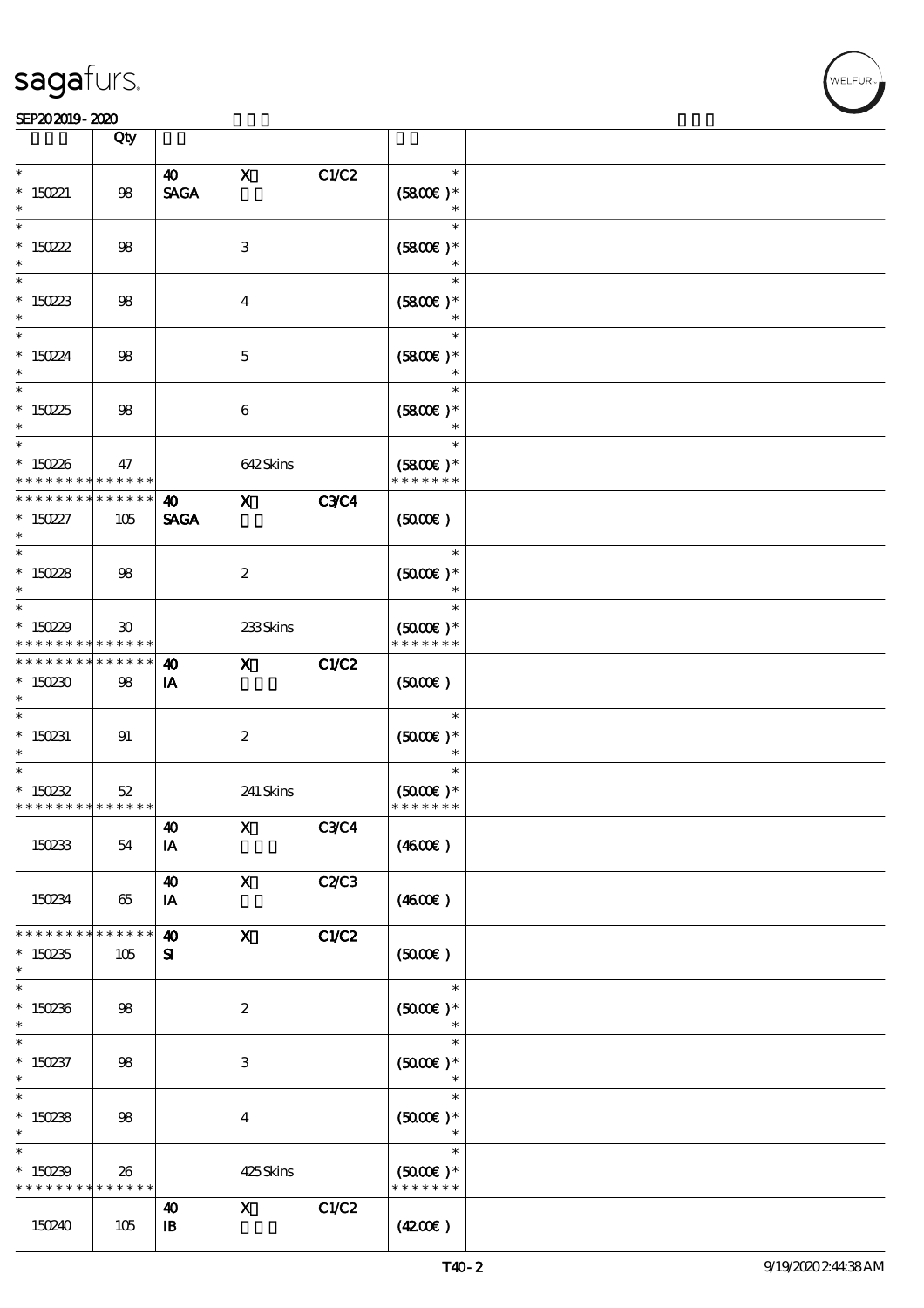| | Qty | | | | | |
|---|---|---|---|---|---|---|
| * 150221 * | 98 | 40 SAGA | X | C1/C2 | * (5800€ )* * | |
| * 150222 * | 98 | | 3 | | * (5800€ )* * | |
| * 150223 * | 98 | | 4 | | * (5800€ )* * | |
| * 150224 * | 98 | | 5 | | * (5800€ )* * | |
| * 150225 * | 98 | | 6 | | * (5800€ )* * | |
| * 150226 * * * * * * * * * * * * * | 47 | | 642 Skins | | * (5800€ )* * * * * * * * | |
| * * * * * * * * * * * * * * 150227 * | 105 | 40 SAGA | X | C3/C4 | (5000€ ) | |
| * 150228 * | 98 | | 2 | | * (5000€ )* * | |
| * 150229 * * * * * * * * * * * * * | 30 | | 233 Skins | | * (5000€ )* * * * * * * * | |
| * * * * * * * * * * * * * * 150230 * | 98 | 40 IA | X | C1/C2 | (5000€ ) | |
| * 150231 * | 91 | | 2 | | * (5000€ )* * | |
| * 150232 * * * * * * * * * * * * * | 52 | | 241 Skins | | * (5000€ )* * * * * * * * | |
| 150233 | 54 | 40 IA | X | C3/C4 | (4600€ ) | |
| 150234 | 65 | 40 IA | X | C2/C3 | (4600€ ) | |
| * * * * * * * * * * * * * * 150235 * | 105 | 40 SI | X | C1/C2 | (5000€ ) | |
| * 150236 * | 98 | | 2 | | * (5000€ )* * | |
| * 150237 * | 98 | | 3 | | * (5000€ )* * | |
| * 150238 * | 98 | | 4 | | * (5000€ )* * | |
| * 150239 * * * * * * * * * * * * * | 26 | | 425 Skins | | * (5000€ )* * * * * * * * | |
| 150240 | 105 | 40 IB | X | C1/C2 | (4200€ ) | |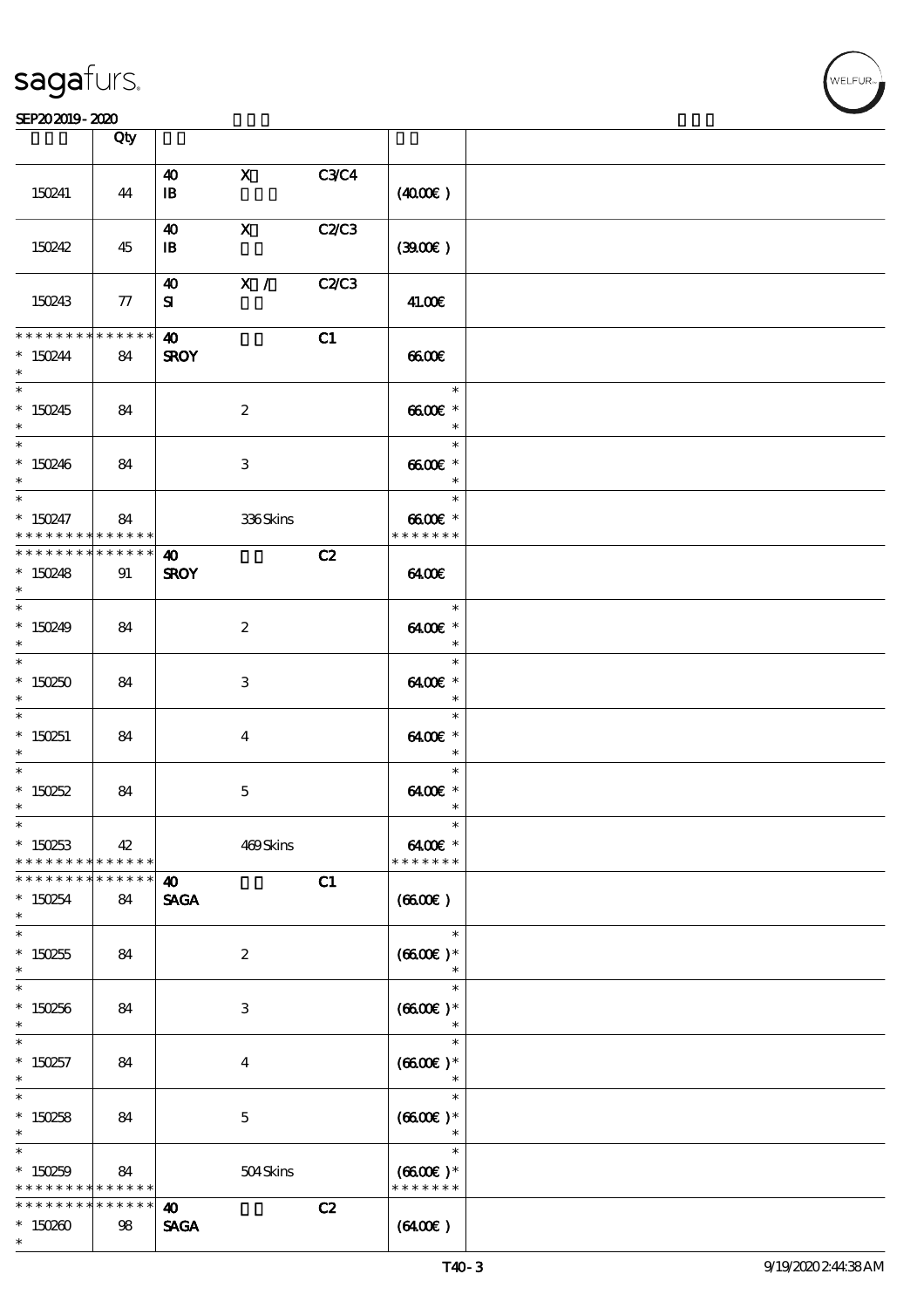| | Qty | | | | | |
|---|---|---|---|---|---|---|
| 150241 | 44 | 40<br>IB | X | C3/C4 | (40.00€) | |
| 150242 | 45 | 40<br>IB | X | C2/C3 | (39.00€) | |
| 150243 | 77 | 40<br>SI | X / | C2/C3 | 41.00€ | |
| * * * * * * * * * * * * * *<br>* 150244<br>* | 84 | 40<br>SROY | | C1 | 66.00€ | |
| *<br>* 150245<br>* | 84 | | 2 | | *<br>66.00€ *<br>* | |
| *<br>* 150246<br>* | 84 | | 3 | | *<br>66.00€ *<br>* | |
| *<br>* 150247<br>* * * * * * * * * * * * * * | 84 | | 336 Skins | | *<br>66.00€ *<br>* * * * * * * | |
| * * * * * * * * * * * * * *<br>* 150248<br>* | 91 | 40<br>SROY | | C2 | 64.00€ | |
| *<br>* 150249<br>* | 84 | | 2 | | *<br>64.00€ *<br>* | |
| *<br>* 150250<br>* | 84 | | 3 | | *<br>64.00€ *<br>* | |
| *<br>* 150251<br>* | 84 | | 4 | | *<br>64.00€ *<br>* | |
| *<br>* 150252<br>* | 84 | | 5 | | *<br>64.00€ *<br>* | |
| *<br>* 150253<br>* * * * * * * * * * * * * * | 42 | | 469 Skins | | *<br>64.00€ *<br>* * * * * * * | |
| * * * * * * * * * * * * * *<br>* 150254<br>* | 84 | 40<br>SAGA | | C1 | (66.00€) | |
| *<br>* 150255<br>* | 84 | | 2 | | *<br>(66.00€) *<br>* | |
| *<br>* 150256<br>* | 84 | | 3 | | *<br>(66.00€) *<br>* | |
| *<br>* 150257<br>* | 84 | | 4 | | *<br>(66.00€) *<br>* | |
| *<br>* 150258<br>* | 84 | | 5 | | *<br>(66.00€) *<br>* | |
| *<br>* 150259<br>* * * * * * * * * * * * * * | 84 | | 504 Skins | | *<br>(66.00€) *<br>* * * * * * * | |
| * * * * * * * * * * * * * *<br>* 150260<br>* | 98 | 40<br>SAGA | | C2 | (64.00€) | |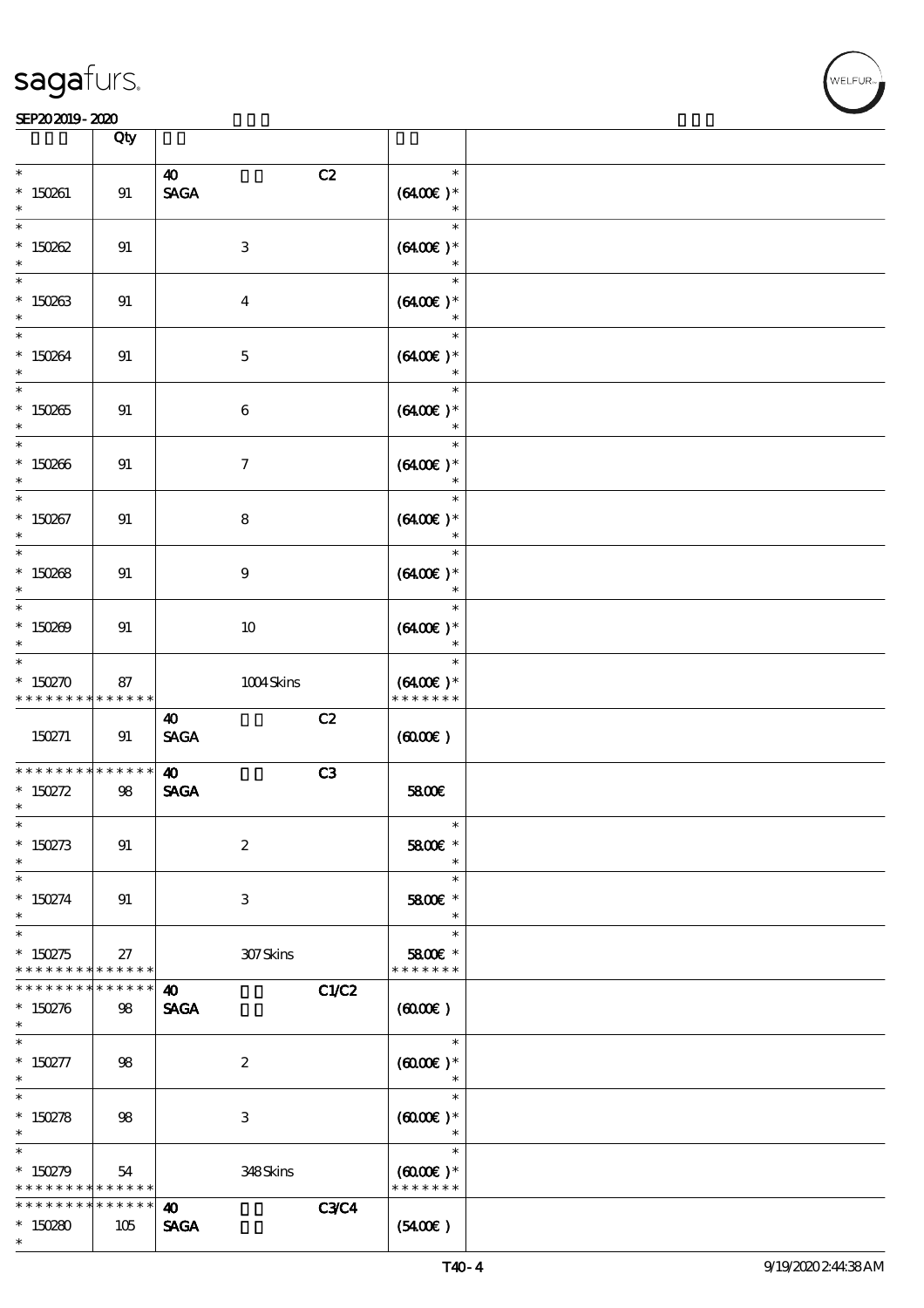| | Qty | | | |
|---|---|---|---|---|
| * <br> * 150261 <br> * | 91 | 40 <br> **SAGA** | C2 | * <br> (64.00€ )* <br> * |
| * <br> * 150262 <br> * | 91 | 3 | | * <br> (64.00€ )* <br> * |
| * <br> * 150263 <br> * | 91 | 4 | | * <br> (64.00€ )* <br> * |
| * <br> * 150264 <br> * | 91 | 5 | | * <br> (64.00€ )* <br> * |
| * <br> * 150265 <br> * | 91 | 6 | | * <br> (64.00€ )* <br> * |
| * <br> * 150266 <br> * | 91 | 7 | | * <br> (64.00€ )* <br> * |
| * <br> * 150267 <br> * | 91 | 8 | | * <br> (64.00€ )* <br> * |
| * <br> * 150268 <br> * | 91 | 9 | | * <br> (64.00€ )* <br> * |
| * <br> * 150269 <br> * | 91 | 10 | | * <br> (64.00€ )* <br> * |
| * <br> * 150270 <br> * * * * * * * * * * * * * | 87 | 1004 Skins | | * <br> (64.00€ )* <br> * * * * * * * |
| 150271 | 91 | 40 <br> **SAGA** | C2 | (60.00€ ) |
| * * * * * * * * * * * * * <br> * 150272 <br> * | 98 | 40 <br> **SAGA** | C3 | 58.00€ |
| * <br> * 150273 <br> * | 91 | 2 | | * <br> 58.00€ * <br> * |
| * <br> * 150274 <br> * | 91 | 3 | | * <br> 58.00€ * <br> * |
| * <br> * 150275 <br> * * * * * * * * * * * * * | 27 | 307 Skins | | * <br> 58.00€ * <br> * * * * * * * |
| * * * * * * * * * * * * * <br> * 150276 <br> * | 98 | 40 <br> **SAGA** | C1/C2 | (60.00€ ) |
| * <br> * 150277 <br> * | 98 | 2 | | * <br> (60.00€ )* <br> * |
| * <br> * 150278 <br> * | 98 | 3 | | * <br> (60.00€ )* <br> * |
| * <br> * 150279 <br> * * * * * * * * * * * * * | 54 | 348 Skins | | * <br> (60.00€ )* <br> * * * * * * * |
| * * * * * * * * * * * * * <br> * 150280 <br> * | 105 | 40 <br> **SAGA** | C3/C4 | (54.00€ ) |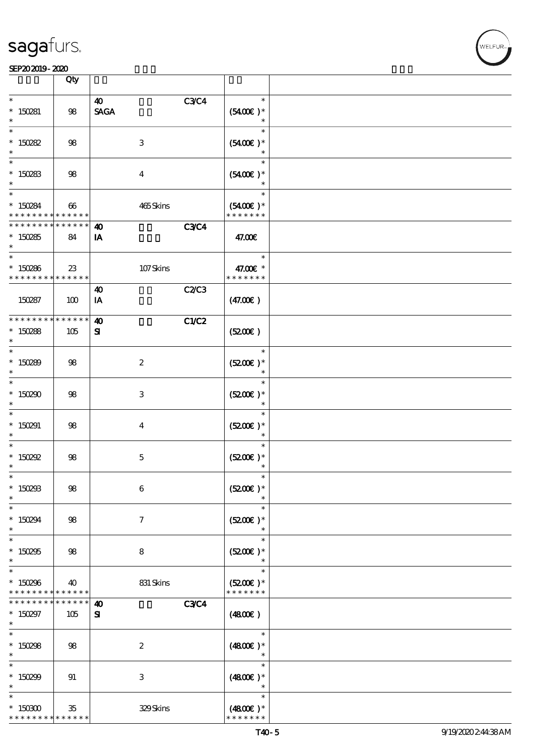| | Qty | | | | |
|---|---|---|---|---|---|
| * <br> * 150281 <br> * | 98 | 40 <br> SAGA | | C3/C4 | * <br> (54.00€) * <br> * |
| * <br> * 150282 <br> * | 98 | | 3 | | * <br> (54.00€) * <br> * |
| * <br> * 150283 <br> * | 98 | | 4 | | * <br> (54.00€) * <br> * |
| * <br> * 150284 <br> * * * * * * * * * * * * * * | 66 | | 465 Skins | | * <br> (54.00€) * <br> * * * * * * * |
| * * * * * * * * * * * * * * <br> * 150285 <br> * | 84 | 40 <br> IA | | C3/C4 | 47.00€ |
| * <br> * 150286 <br> * * * * * * * * * * * * * * | 23 | | 107 Skins | | * <br> 47.00€ * <br> * * * * * * * |
| 150287 | 100 | 40 <br> IA | | C2/C3 | (47.00€) |
| * * * * * * * * * * * * * * <br> * 150288 <br> * | 105 | 40 <br> SI | | C1/C2 | (52.00€) |
| * <br> * 150289 <br> * | 98 | | 2 | | * <br> (52.00€) * <br> * |
| * <br> * 150290 <br> * | 98 | | 3 | | * <br> (52.00€) * <br> * |
| * <br> * 150291 <br> * | 98 | | 4 | | * <br> (52.00€) * <br> * |
| * <br> * 150292 <br> * | 98 | | 5 | | * <br> (52.00€) * <br> * |
| * <br> * 150293 <br> * | 98 | | 6 | | * <br> (52.00€) * <br> * |
| * <br> * 150294 <br> * | 98 | | 7 | | * <br> (52.00€) * <br> * |
| * <br> * 150295 <br> * | 98 | | 8 | | * <br> (52.00€) * <br> * |
| * <br> * 150296 <br> * * * * * * * * * * * * * * | 40 | | 831 Skins | | * <br> (52.00€) * <br> * * * * * * * |
| * * * * * * * * * * * * * * <br> * 150297 <br> * | 105 | 40 <br> SI | | C3/C4 | (48.00€) |
| * <br> * 150298 <br> * | 98 | | 2 | | * <br> (48.00€) * <br> * |
| * <br> * 150299 <br> * | 91 | | 3 | | * <br> (48.00€) * <br> * |
| * <br> * 150300 <br> * * * * * * * * * * * * * * | 35 | | 329 Skins | | * <br> (48.00€) * <br> * * * * * * * |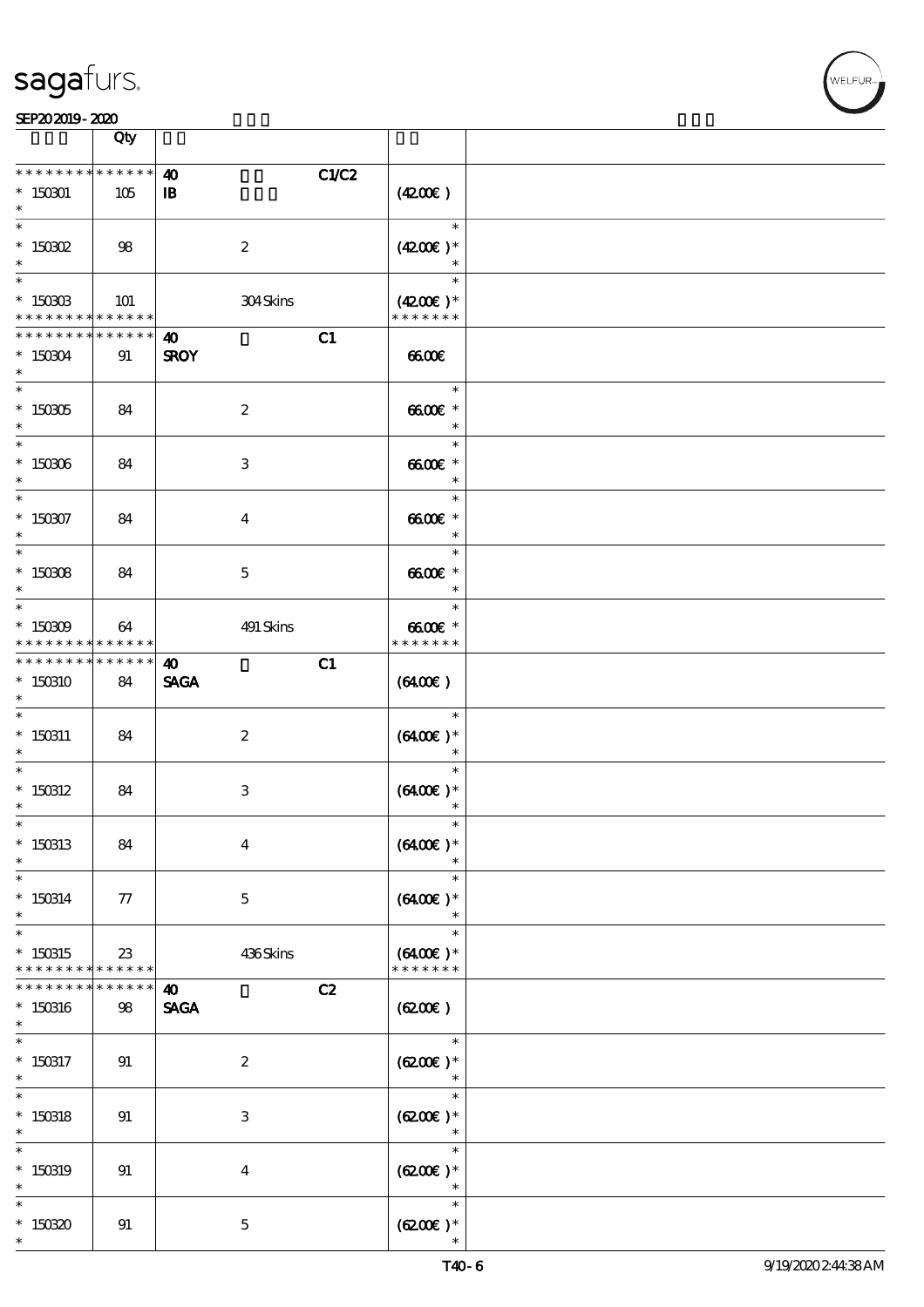| | Qty | | | | |
|---|---|---|---|---|---|
| * * * * * * * * * * * * * * | | 40 | | C1/C2 | |
| * 150301 | 105 | IB | | | (42.00€ ) |
| * | | | | | |
| * 150302 | 98 | | 2 | | (42.00€ )* |
| * | | | | | |
| * 150303 | 101 | | 304 Skins | | (42.00€ )* |
| * * * * * * * * * * * * * * | | | | | * * * * * * * |
| * * * * * * * * * * * * * * | | 40 | | C1 | |
| * 150304 | 91 | SROY | | | 66.00€ |
| * | | | | | |
| * 150305 | 84 | | 2 | | 66.00€ * |
| * | | | | | |
| * 150306 | 84 | | 3 | | 66.00€ * |
| * | | | | | |
| * 150307 | 84 | | 4 | | 66.00€ * |
| * | | | | | |
| * 150308 | 84 | | 5 | | 66.00€ * |
| * | | | | | |
| * 150309 | 64 | | 491 Skins | | 66.00€ * |
| * * * * * * * * * * * * * * | | | | | * * * * * * * |
| * * * * * * * * * * * * * * | | 40 | | C1 | |
| * 150310 | 84 | SAGA | | | (64.00€ ) |
| * | | | | | |
| * 150311 | 84 | | 2 | | (64.00€ )* |
| * | | | | | |
| * 150312 | 84 | | 3 | | (64.00€ )* |
| * | | | | | |
| * 150313 | 84 | | 4 | | (64.00€ )* |
| * | | | | | |
| * 150314 | 77 | | 5 | | (64.00€ )* |
| * | | | | | |
| * 150315 | 23 | | 436 Skins | | (64.00€ )* |
| * * * * * * * * * * * * * * | | | | | * * * * * * * |
| * * * * * * * * * * * * * * | | 40 | | C2 | |
| * 150316 | 98 | SAGA | | | (62.00€ ) |
| * | | | | | |
| * 150317 | 91 | | 2 | | (62.00€ )* |
| * | | | | | |
| * 150318 | 91 | | 3 | | (62.00€ )* |
| * | | | | | |
| * 150319 | 91 | | 4 | | (62.00€ )* |
| * | | | | | |
| * 150320 | 91 | | 5 | | (62.00€ )* |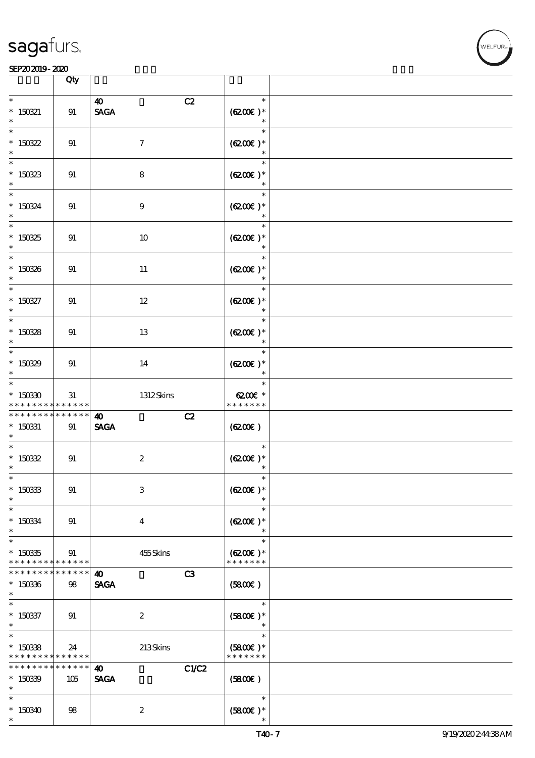| | Qty | | |
|---|---|---|---|
| * 150321 * | 91 | 40 SAGA C2 | * (62.00€) * * |
| * 150322 * | 91 | 7 | * (62.00€) * * |
| * 150323 * | 91 | 8 | * (62.00€) * * |
| * 150324 * | 91 | 9 | * (62.00€) * * |
| * 150325 * | 91 | 10 | * (62.00€) * * |
| * 150326 * | 91 | 11 | * (62.00€) * * |
| * 150327 * | 91 | 12 | * (62.00€) * * |
| * 150328 * | 91 | 13 | * (62.00€) * * |
| * 150329 * | 91 | 14 | * (62.00€) * * |
| * 150330 * * * * * * * * * * * * * | 31 | 1312 Skins | * 62.00€ * * * * * * * * |
| * * * * * * * * * * * * * * 150331 * | 91 | 40 SAGA C2 | (62.00€) |
| * 150332 * | 91 | 2 | * (62.00€) * * |
| * 150333 * | 91 | 3 | * (62.00€) * * |
| * 150334 * | 91 | 4 | * (62.00€) * * |
| * 150335 * * * * * * * * * * * * * | 91 | 455 Skins | * (62.00€) * * * * * * * * |
| * * * * * * * * * * * * * * 150336 * | 98 | 40 SAGA C3 | (58.00€) |
| * 150337 * | 91 | 2 | * (58.00€) * * |
| * 150338 * * * * * * * * * * * * * | 24 | 213 Skins | * (58.00€) * * * * * * * * |
| * * * * * * * * * * * * * * 150339 * | 105 | 40 SAGA C1/C2 | (58.00€) |
| * 150340 * | 98 | 2 | * (58.00€) * * |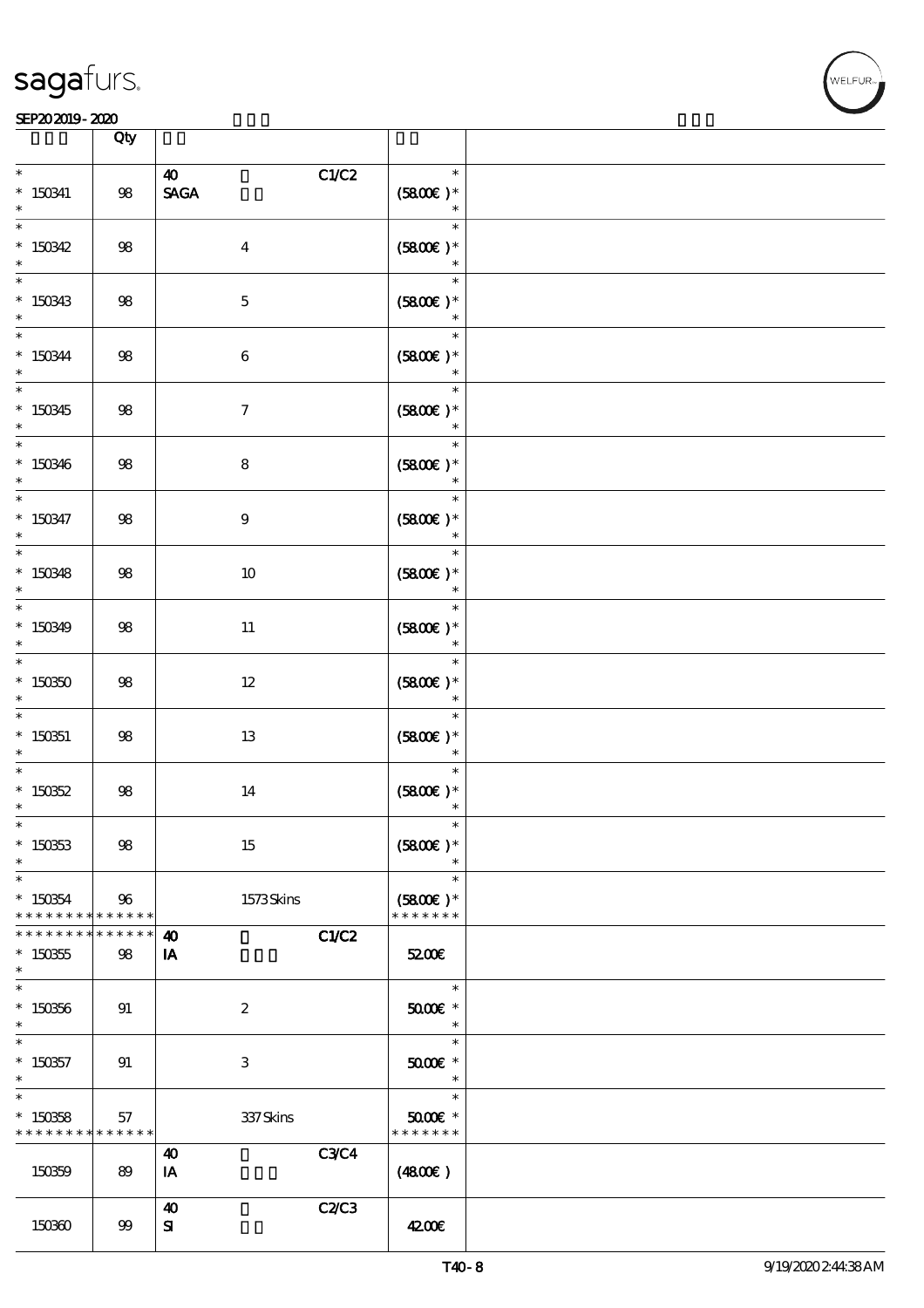| | Qty | | |
|---|---|---|---|
| * <br> * 150341 <br> * | 98 | 40 C1/C2 <br> SAGA | * <br> (58.00€ )* <br> * |
| * <br> * 150342 <br> * | 98 | 4 | * <br> (58.00€ )* <br> * |
| * <br> * 150343 <br> * | 98 | 5 | * <br> (58.00€ )* <br> * |
| * <br> * 150344 <br> * | 98 | 6 | * <br> (58.00€ )* <br> * |
| * <br> * 150345 <br> * | 98 | 7 | * <br> (58.00€ )* <br> * |
| * <br> * 150346 <br> * | 98 | 8 | * <br> (58.00€ )* <br> * |
| * <br> * 150347 <br> * | 98 | 9 | * <br> (58.00€ )* <br> * |
| * <br> * 150348 <br> * | 98 | 10 | * <br> (58.00€ )* <br> * |
| * <br> * 150349 <br> * | 98 | 11 | * <br> (58.00€ )* <br> * |
| * <br> * 150350 <br> * | 98 | 12 | * <br> (58.00€ )* <br> * |
| * <br> * 150351 <br> * | 98 | 13 | * <br> (58.00€ )* <br> * |
| * <br> * 150352 <br> * | 98 | 14 | * <br> (58.00€ )* <br> * |
| * <br> * 150353 <br> * | 98 | 15 | * <br> (58.00€ )* <br> * |
| * <br> * 150354 <br> * * * * * * * * * * * * * | 96 | 1573 Skins | * <br> (58.00€ )* <br> * * * * * * * |
| * * * * * * * * * * * * * <br> * 150355 <br> * | 98 | 40 C1/C2 <br> IA | 52.00€ |
| * <br> * 150356 <br> * | 91 | 2 | * <br> 50.00€ * <br> * |
| * <br> * 150357 <br> * | 91 | 3 | * <br> 50.00€ * <br> * |
| * <br> * 150358 <br> * * * * * * * * * * * * * | 57 | 337 Skins | * <br> 50.00€ * <br> * * * * * * * |
| 150359 | 89 | 40 C3/C4 <br> IA | (48.00€ ) |
| 150360 | 99 | 40 C2/C3 <br> SI | 42.00€ |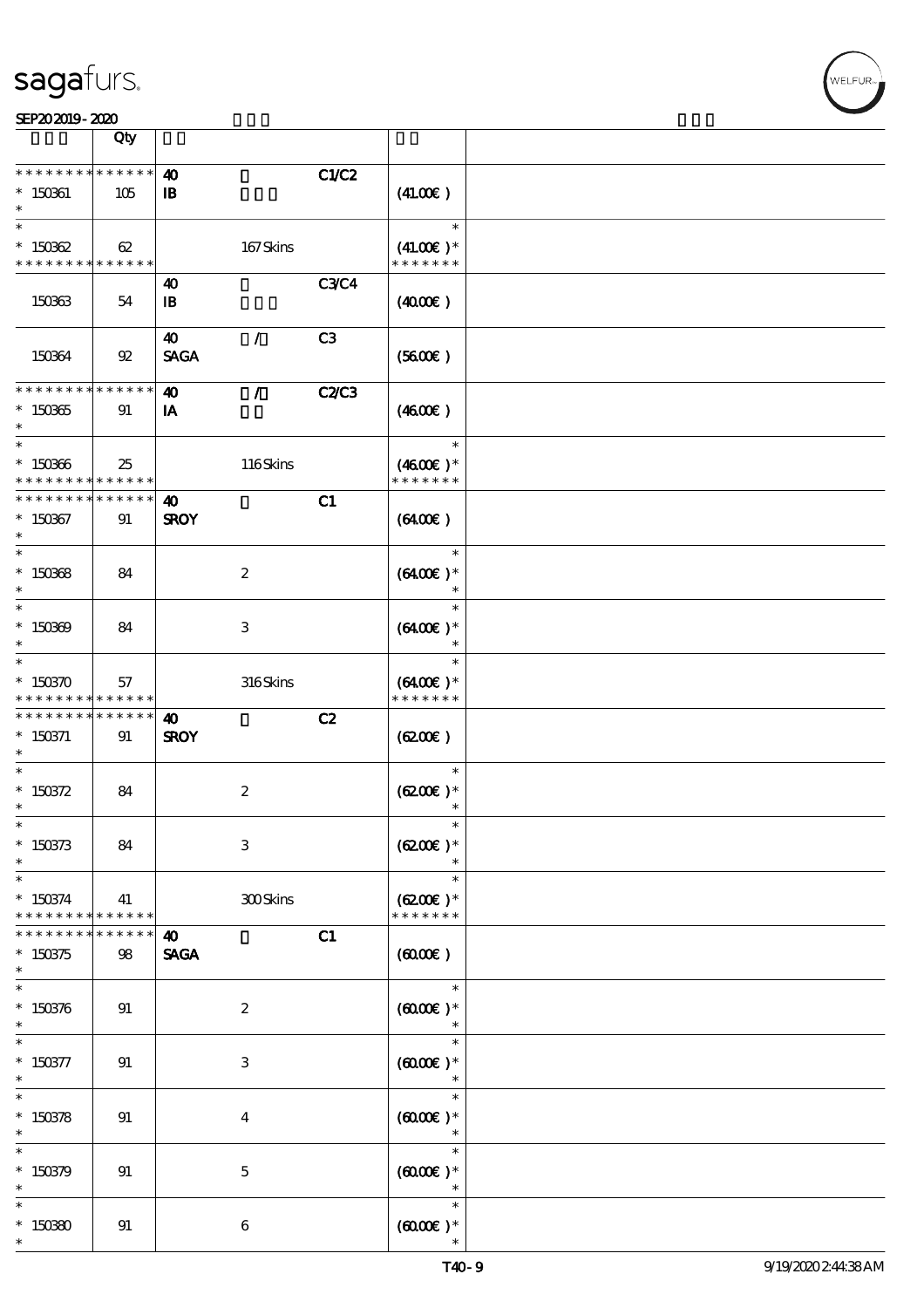| | Qty | | | | | |
|---|---|---|---|---|---|---|
| * * * * * * * * * * * * * * | | 40 | | C1/C2 | | |
| * 150361 | 105 | IB | | | (41.00€ ) | |
| * | | | | | | |
| * | | | | | * | |
| * 150362 | 62 | | 167 Skins | | (41.00€ )* | |
| * * * * * * * * * * * * * * | | | | | * * * * * * * | |
| | | 40 | | C3/C4 | | |
| 150363 | 54 | IB | | | (40.00€ ) | |
| | | 40 | / | C3 | | |
| 150364 | 92 | SAGA | | | (56.00€ ) | |
| * * * * * * * * * * * * * * | | 40 | / | C2/C3 | | |
| * 150365 | 91 | IA | | | (46.00€ ) | |
| * | | | | | | |
| * | | | | | * | |
| * 150366 | 25 | | 116 Skins | | (46.00€ )* | |
| * * * * * * * * * * * * * * | | | | | * * * * * * * | |
| * * * * * * * * * * * * * * | | 40 | | C1 | | |
| * 150367 | 91 | SROY | | | (64.00€ ) | |
| * | | | | | | |
| * | | | | | * | |
| * 150368 | 84 | | 2 | | (64.00€ )* | |
| * | | | | | * | |
| * | | | | | * | |
| * 150369 | 84 | | 3 | | (64.00€ )* | |
| * | | | | | * | |
| * | | | | | * | |
| * 150370 | 57 | | 316 Skins | | (64.00€ )* | |
| * * * * * * * * * * * * * * | | | | | * * * * * * * | |
| * * * * * * * * * * * * * * | | 40 | | C2 | | |
| * 150371 | 91 | SROY | | | (62.00€ ) | |
| * | | | | | | |
| * | | | | | * | |
| * 150372 | 84 | | 2 | | (62.00€ )* | |
| * | | | | | * | |
| * | | | | | * | |
| * 150373 | 84 | | 3 | | (62.00€ )* | |
| * | | | | | * | |
| * | | | | | * | |
| * 150374 | 41 | | 300 Skins | | (62.00€ )* | |
| * * * * * * * * * * * * * * | | | | | * * * * * * * | |
| * * * * * * * * * * * * * * | | 40 | | C1 | | |
| * 150375 | 98 | SAGA | | | (60.00€ ) | |
| * | | | | | | |
| * | | | | | * | |
| * 150376 | 91 | | 2 | | (60.00€ )* | |
| * | | | | | * | |
| * | | | | | * | |
| * 150377 | 91 | | 3 | | (60.00€ )* | |
| * | | | | | * | |
| * | | | | | * | |
| * 150378 | 91 | | 4 | | (60.00€ )* | |
| * | | | | | * | |
| * | | | | | * | |
| * 150379 | 91 | | 5 | | (60.00€ )* | |
| * | | | | | * | |
| * | | | | | * | |
| * 150380 | 91 | | 6 | | (60.00€ )* | |
| * | | | | | * | |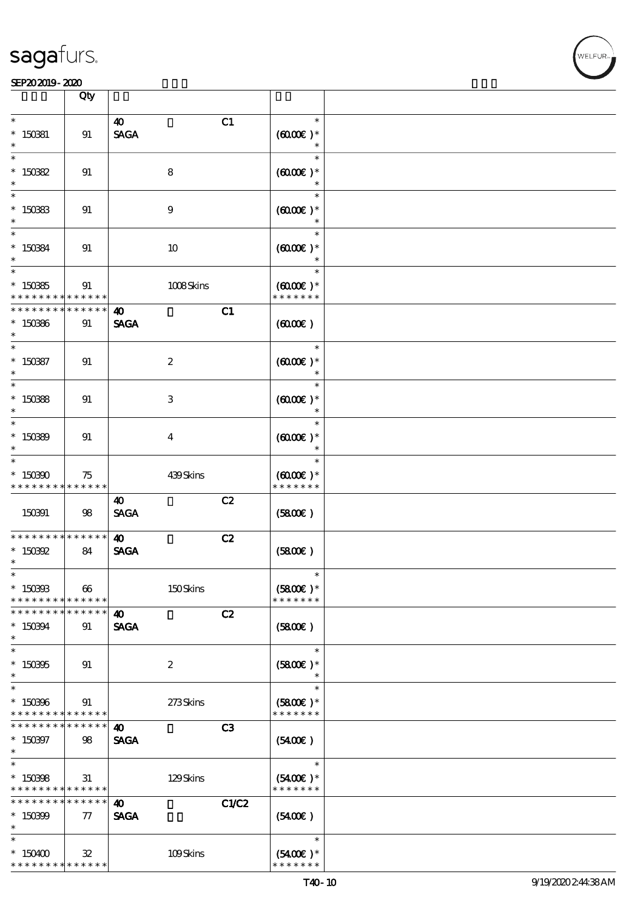| | Qty | | | | | |
|---|---|---|---|---|---|---|
| * <br> * 150381 <br> * | 91 | 40 <br> SAGA | | C1 | * <br> (60.00€ )* <br> * | |
| * <br> * 150382 <br> * | 91 | | 8 | | * <br> (60.00€ )* <br> * | |
| * <br> * 150383 <br> * | 91 | | 9 | | * <br> (60.00€ )* <br> * | |
| * <br> * 150384 <br> * | 91 | | 10 | | * <br> (60.00€ )* <br> * | |
| * <br> * 150385 <br> * * * * * * * * * * * * * * | 91 | | 1008 Skins | | * <br> (60.00€ )* <br> * * * * * * * | |
| * * * * * * * * * * * * * * <br> * 150386 <br> * | 91 | 40 <br> SAGA | | C1 | (60.00€ ) | |
| * <br> * 150387 <br> * | 91 | | 2 | | * <br> (60.00€ )* <br> * | |
| * <br> * 150388 <br> * | 91 | | 3 | | * <br> (60.00€ )* <br> * | |
| * <br> * 150389 <br> * | 91 | | 4 | | * <br> (60.00€ )* <br> * | |
| * <br> * 150390 <br> * * * * * * * * * * * * * * | 75 | | 439 Skins | | * <br> (60.00€ )* <br> * * * * * * * | |
| 150391 | 98 | 40 <br> SAGA | | C2 | (58.00€ ) | |
| * * * * * * * * * * * * * * <br> * 150392 <br> * | 84 | 40 <br> SAGA | | C2 | (58.00€ ) | |
| * <br> * 150393 <br> * * * * * * * * * * * * * * | 66 | | 150 Skins | | * <br> (58.00€ )* <br> * * * * * * * | |
| * * * * * * * * * * * * * * <br> * 150394 <br> * | 91 | 40 <br> SAGA | | C2 | (58.00€ ) | |
| * <br> * 150395 <br> * | 91 | | 2 | | * <br> (58.00€ )* <br> * | |
| * <br> * 150396 <br> * * * * * * * * * * * * * * | 91 | | 273 Skins | | * <br> (58.00€ )* <br> * * * * * * * | |
| * * * * * * * * * * * * * * <br> * 150397 <br> * | 98 | 40 <br> SAGA | | C3 | (54.00€ ) | |
| * <br> * 150398 <br> * * * * * * * * * * * * * * | 31 | | 129 Skins | | * <br> (54.00€ )* <br> * * * * * * * | |
| * * * * * * * * * * * * * * <br> * 150399 <br> * | 77 | 40 <br> SAGA | | C1/C2 | (54.00€ ) | |
| * <br> * 150400 <br> * * * * * * * * * * * * * * | 32 | | 109 Skins | | * <br> (54.00€ )* <br> * * * * * * * | |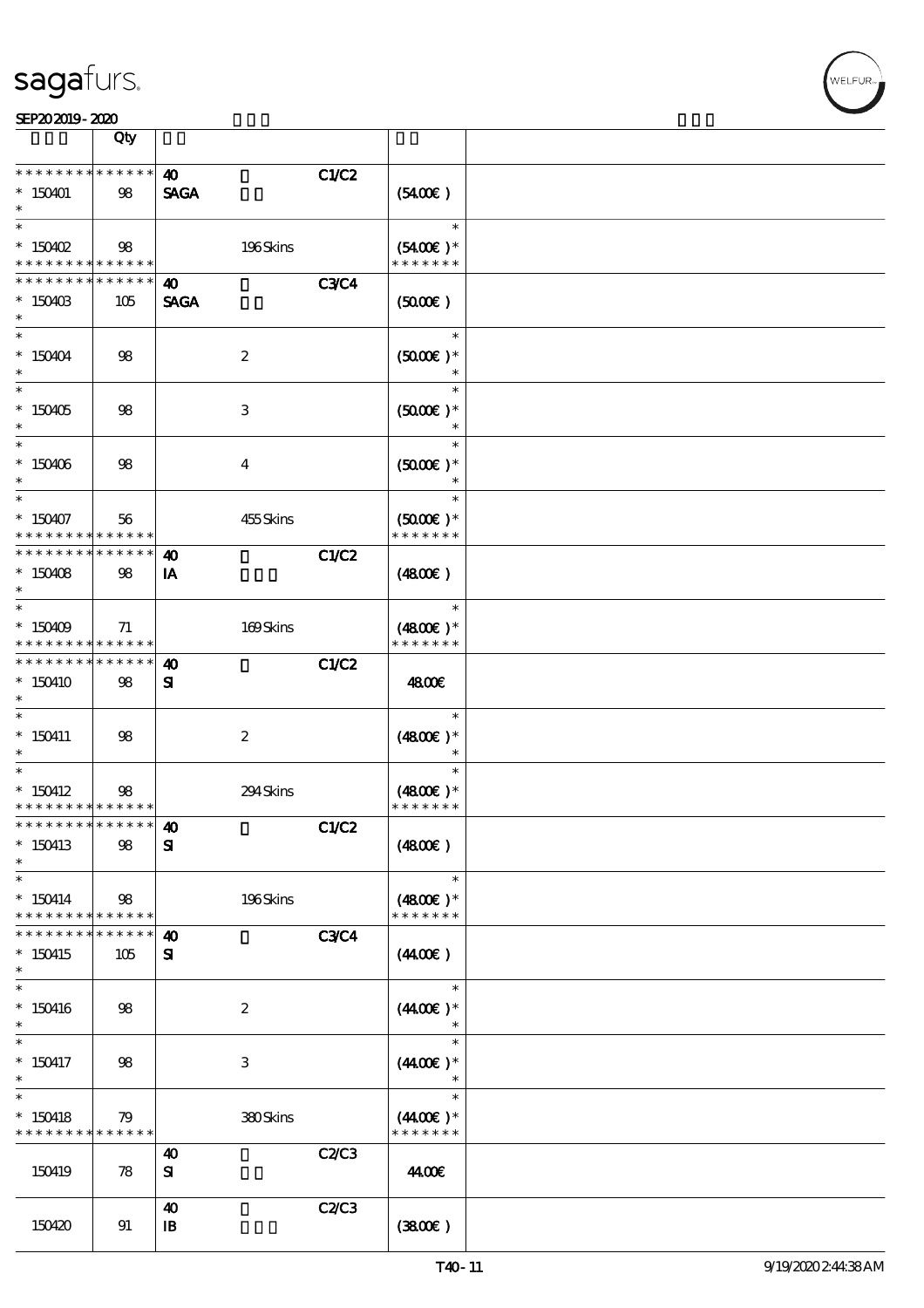| | Qty | | | | | |
|---|---|---|---|---|---|---|
| * * * * * * * * * * * * * * | | 40 | | C1/C2 | | |
| * 150401 | 98 | SAGA | | | (54.00€ ) | |
| * | | | | | | |
| * | | | | | * | |
| * 150402 | 98 | | 196 Skins | | (54.00€ )* | |
| * * * * * * * * * * * * * * | | | | | * * * * * * * | |
| * * * * * * * * * * * * * * | | 40 | | C3/C4 | | |
| * 150403 | 105 | SAGA | | | (50.00€ ) | |
| * | | | | | | |
| * | | | | | * | |
| * 150404 | 98 | | 2 | | (50.00€ )* | |
| * | | | | | * | |
| * | | | | | * | |
| * 150405 | 98 | | 3 | | (50.00€ )* | |
| * | | | | | * | |
| * | | | | | * | |
| * 150406 | 98 | | 4 | | (50.00€ )* | |
| * | | | | | * | |
| * | | | | | * | |
| * 150407 | 56 | | 455 Skins | | (50.00€ )* | |
| * * * * * * * * * * * * * * | | | | | * * * * * * * | |
| * * * * * * * * * * * * * * | | 40 | | C1/C2 | | |
| * 150408 | 98 | IA | | | (48.00€ ) | |
| * | | | | | | |
| * | | | | | * | |
| * 150409 | 71 | | 169 Skins | | (48.00€ )* | |
| * * * * * * * * * * * * * * | | | | | * * * * * * * | |
| * * * * * * * * * * * * * * | | 40 | | C1/C2 | | |
| * 150410 | 98 | SI | | | 48.00€ | |
| * | | | | | | |
| * | | | | | * | |
| * 150411 | 98 | | 2 | | (48.00€ )* | |
| * | | | | | * | |
| * | | | | | * | |
| * 150412 | 98 | | 294 Skins | | (48.00€ )* | |
| * * * * * * * * * * * * * * | | | | | * * * * * * * | |
| * * * * * * * * * * * * * * | | 40 | | C1/C2 | | |
| * 150413 | 98 | SI | | | (48.00€ ) | |
| * | | | | | | |
| * | | | | | * | |
| * 150414 | 98 | | 196 Skins | | (48.00€ )* | |
| * * * * * * * * * * * * * * | | | | | * * * * * * * | |
| * * * * * * * * * * * * * * | | 40 | | C3/C4 | | |
| * 150415 | 105 | SI | | | (44.00€ ) | |
| * | | | | | | |
| * | | | | | * | |
| * 150416 | 98 | | 2 | | (44.00€ )* | |
| * | | | | | * | |
| * | | | | | * | |
| * 150417 | 98 | | 3 | | (44.00€ )* | |
| * | | | | | * | |
| * | | | | | * | |
| * 150418 | 79 | | 380 Skins | | (44.00€ )* | |
| * * * * * * * * * * * * * * | | | | | * * * * * * * | |
| | | 40 | | C2/C3 | | |
| 150419 | 78 | SI | | | 44.00€ | |
| | | 40 | | C2/C3 | | |
| 150420 | 91 | IB | | | (38.00€ ) | |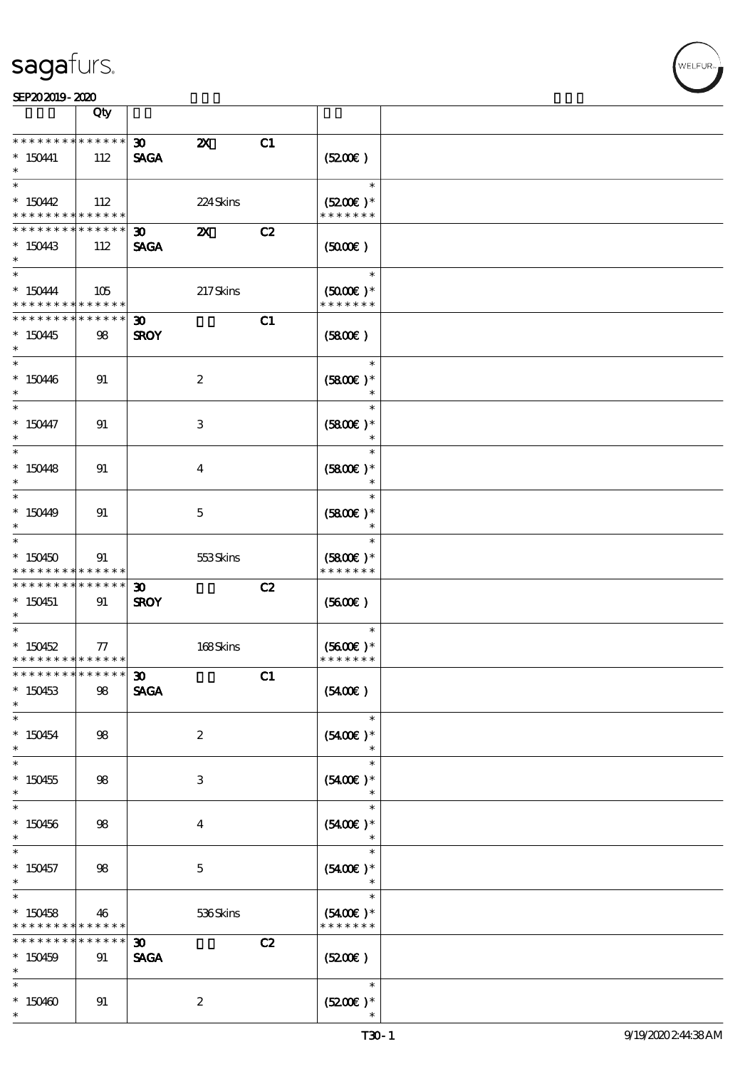| | Qty | | | | | |
|---|---|---|---|---|---|---|
| * * * * * * * * * * * * * * | | 30 | 2X | C1 | | |
| * 150441 | 112 | SAGA | | | (52.00€) | |
| * | | | | | | |
| * | | | | | * | |
| * 150442 | 112 | | 224 Skins | | (52.00€) * | |
| * * * * * * * * * * * * * * | | | | | * * * * * * * | |
| * * * * * * * * * * * * * * | | 30 | 2X | C2 | | |
| * 150443 | 112 | SAGA | | | (50.00€) | |
| * | | | | | | |
| * | | | | | * | |
| * 150444 | 105 | | 217 Skins | | (50.00€) * | |
| * * * * * * * * * * * * * * | | | | | * * * * * * * | |
| * * * * * * * * * * * * * * | | 30 | | C1 | | |
| * 150445 | 98 | SROY | | | (58.00€) | |
| * | | | | | | |
| * | | | | | * | |
| * 150446 | 91 | | 2 | | (58.00€) * | |
| * | | | | | * | |
| * | | | | | * | |
| * 150447 | 91 | | 3 | | (58.00€) * | |
| * | | | | | * | |
| * | | | | | * | |
| * 150448 | 91 | | 4 | | (58.00€) * | |
| * | | | | | * | |
| * | | | | | * | |
| * 150449 | 91 | | 5 | | (58.00€) * | |
| * | | | | | * | |
| * | | | | | * | |
| * 150450 | 91 | | 553 Skins | | (58.00€) * | |
| * * * * * * * * * * * * * * | | | | | * * * * * * * | |
| * * * * * * * * * * * * * * | | 30 | | C2 | | |
| * 150451 | 91 | SROY | | | (56.00€) | |
| * | | | | | | |
| * | | | | | * | |
| * 150452 | 77 | | 168 Skins | | (56.00€) * | |
| * * * * * * * * * * * * * * | | | | | * * * * * * * | |
| * * * * * * * * * * * * * * | | 30 | | C1 | | |
| * 150453 | 98 | SAGA | | | (54.00€) | |
| * | | | | | | |
| * | | | | | * | |
| * 150454 | 98 | | 2 | | (54.00€) * | |
| * | | | | | * | |
| * | | | | | * | |
| * 150455 | 98 | | 3 | | (54.00€) * | |
| * | | | | | * | |
| * | | | | | * | |
| * 150456 | 98 | | 4 | | (54.00€) * | |
| * | | | | | * | |
| * | | | | | * | |
| * 150457 | 98 | | 5 | | (54.00€) * | |
| * | | | | | * | |
| * | | | | | * | |
| * 150458 | 46 | | 536 Skins | | (54.00€) * | |
| * * * * * * * * * * * * * * | | | | | * * * * * * * | |
| * * * * * * * * * * * * * * | | 30 | | C2 | | |
| * 150459 | 91 | SAGA | | | (52.00€) | |
| * | | | | | | |
| * | | | | | * | |
| * 150460 | 91 | | 2 | | (52.00€) * | |
| * | | | | | * | |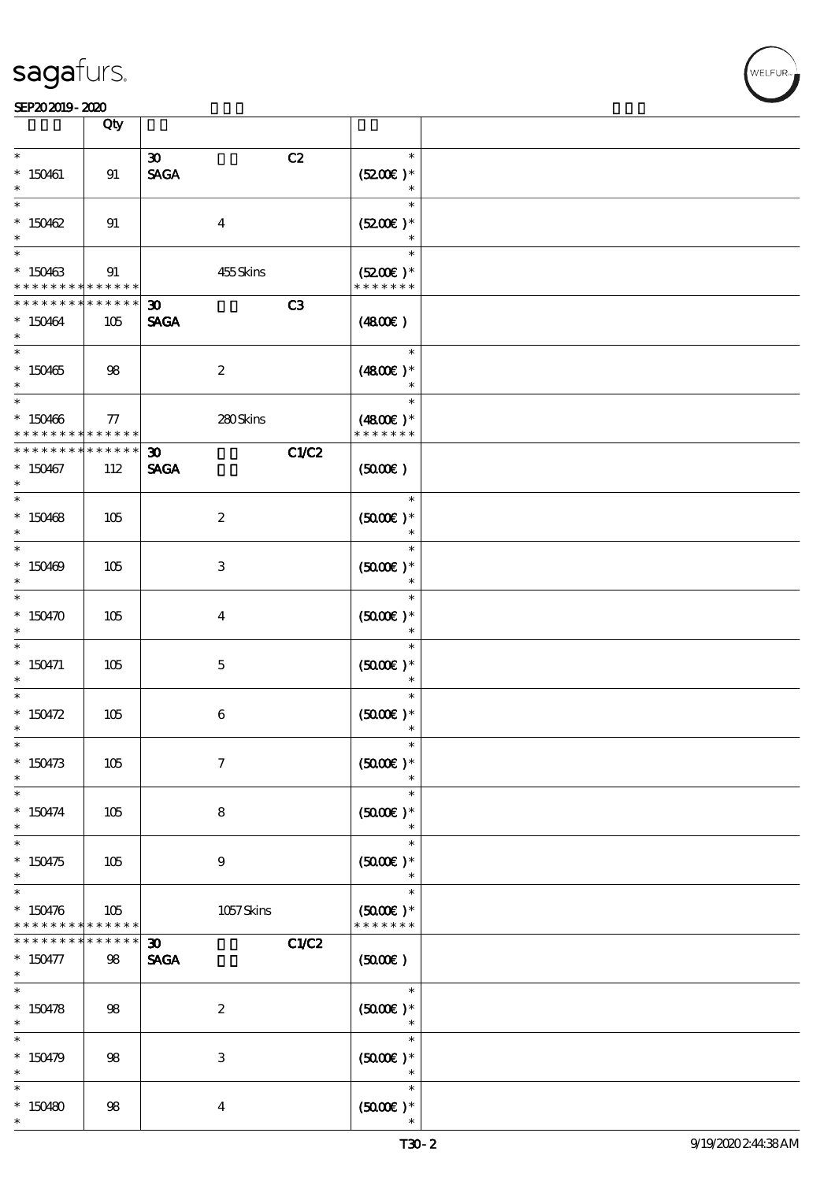| | Qty | | | | |
|---|---|---|---|---|---|
| * <br> * 150461 <br> * | 91 | 30 <br> **SAGA** | C2 | * <br> (52.00€) * <br> * | |
| * <br> * 150462 <br> * | 91 | 4 | | * <br> (52.00€) * <br> * | |
| * <br> * 150463 <br> * * * * * * * * * * * * * * | 91 | 455 Skins | | * <br> (52.00€) * <br> * * * * * * * | |
| * * * * * * * * * * * * * * <br> * 150464 <br> * | 105 | 30 <br> **SAGA** | C3 | (48.00€) | |
| * <br> * 150465 <br> * | 98 | 2 | | * <br> (48.00€) * <br> * | |
| * <br> * 150466 <br> * * * * * * * * * * * * * * | 77 | 280 Skins | | * <br> (48.00€) * <br> * * * * * * * | |
| * * * * * * * * * * * * * * <br> * 150467 <br> * | 112 | 30 <br> **SAGA** | C1/C2 | (50.00€) | |
| * <br> * 150468 <br> * | 105 | 2 | | * <br> (50.00€) * <br> * | |
| * <br> * 150469 <br> * | 105 | 3 | | * <br> (50.00€) * <br> * | |
| * <br> * 150470 <br> * | 105 | 4 | | * <br> (50.00€) * <br> * | |
| * <br> * 150471 <br> * | 105 | 5 | | * <br> (50.00€) * <br> * | |
| * <br> * 150472 <br> * | 105 | 6 | | * <br> (50.00€) * <br> * | |
| * <br> * 150473 <br> * | 105 | 7 | | * <br> (50.00€) * <br> * | |
| * <br> * 150474 <br> * | 105 | 8 | | * <br> (50.00€) * <br> * | |
| * <br> * 150475 <br> * | 105 | 9 | | * <br> (50.00€) * <br> * | |
| * <br> * 150476 <br> * * * * * * * * * * * * * * | 105 | 1057 Skins | | * <br> (50.00€) * <br> * * * * * * * | |
| * * * * * * * * * * * * * * <br> * 150477 <br> * | 98 | 30 <br> **SAGA** | C1/C2 | (50.00€) | |
| * <br> * 150478 <br> * | 98 | 2 | | * <br> (50.00€) * <br> * | |
| * <br> * 150479 <br> * | 98 | 3 | | * <br> (50.00€) * <br> * | |
| * <br> * 150480 <br> * | 98 | 4 | | * <br> (50.00€) * <br> * | |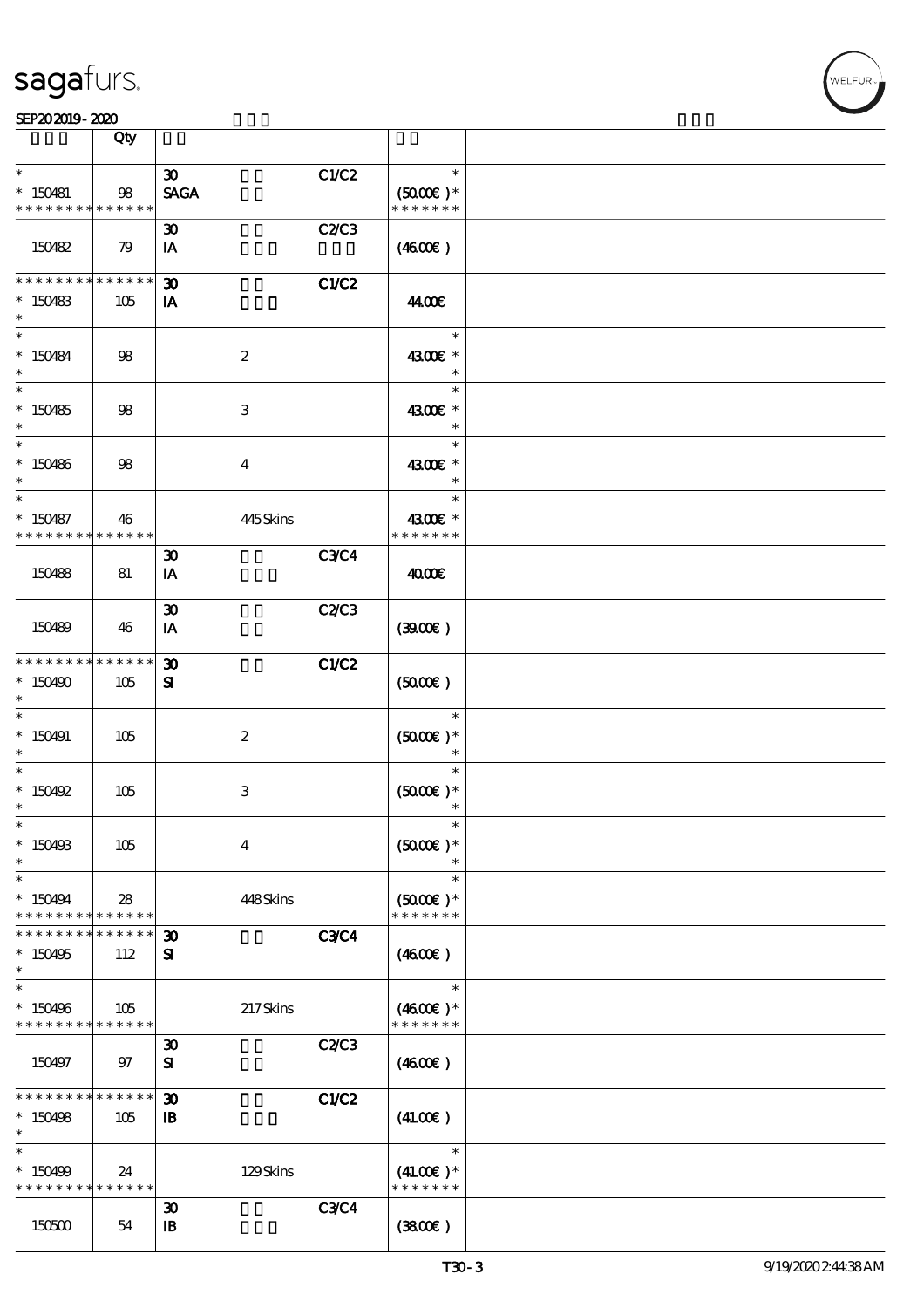| | Qty | | | | | |
|---|---|---|---|---|---|---|
| * <br> * 150481 <br> * * * * * * * * * * * * * * | 98 | 30 <br> SAGA | | C1/C2 | * <br> (50.00€ )* <br> * * * * * * * | |
| 150482 | 79 | 30 <br> IA | | C2/C3 | (46.00€ ) | |
| * * * * * * * * * * * * * * <br> * 150483 <br> * | 105 | 30 <br> IA | | C1/C2 | 44.00€ | |
| * <br> * 150484 <br> * | 98 | | 2 | | * <br> 43.00€ * <br> * | |
| * <br> * 150485 <br> * | 98 | | 3 | | * <br> 43.00€ * <br> * | |
| * <br> * 150486 <br> * | 98 | | 4 | | * <br> 43.00€ * <br> * | |
| * <br> * 150487 <br> * * * * * * * * * * * * * * | 46 | | 445 Skins | | * <br> 43.00€ * <br> * * * * * * * | |
| 150488 | 81 | 30 <br> IA | | C3/C4 | 40.00€ | |
| 150489 | 46 | 30 <br> IA | | C2/C3 | (39.00€ ) | |
| * * * * * * * * * * * * * * <br> * 150490 <br> * | 105 | 30 <br> SI | | C1/C2 | (50.00€ ) | |
| * <br> * 150491 <br> * | 105 | | 2 | | * <br> (50.00€ )* <br> * | |
| * <br> * 150492 <br> * | 105 | | 3 | | * <br> (50.00€ )* <br> * | |
| * <br> * 150493 <br> * | 105 | | 4 | | * <br> (50.00€ )* <br> * | |
| * <br> * 150494 <br> * * * * * * * * * * * * * * | 28 | | 448 Skins | | * <br> (50.00€ )* <br> * * * * * * * | |
| * * * * * * * * * * * * * * <br> * 150495 <br> * | 112 | 30 <br> SI | | C3/C4 | (46.00€ ) | |
| * <br> * 150496 <br> * * * * * * * * * * * * * * | 105 | | 217 Skins | | * <br> (46.00€ )* <br> * * * * * * * | |
| 150497 | 97 | 30 <br> SI | | C2/C3 | (46.00€ ) | |
| * * * * * * * * * * * * * * <br> * 150498 <br> * | 105 | 30 <br> IB | | C1/C2 | (41.00€ ) | |
| * <br> * 150499 <br> * * * * * * * * * * * * * * | 24 | | 129 Skins | | * <br> (41.00€ )* <br> * * * * * * * | |
| 150500 | 54 | 30 <br> IB | | C3/C4 | (38.00€ ) | |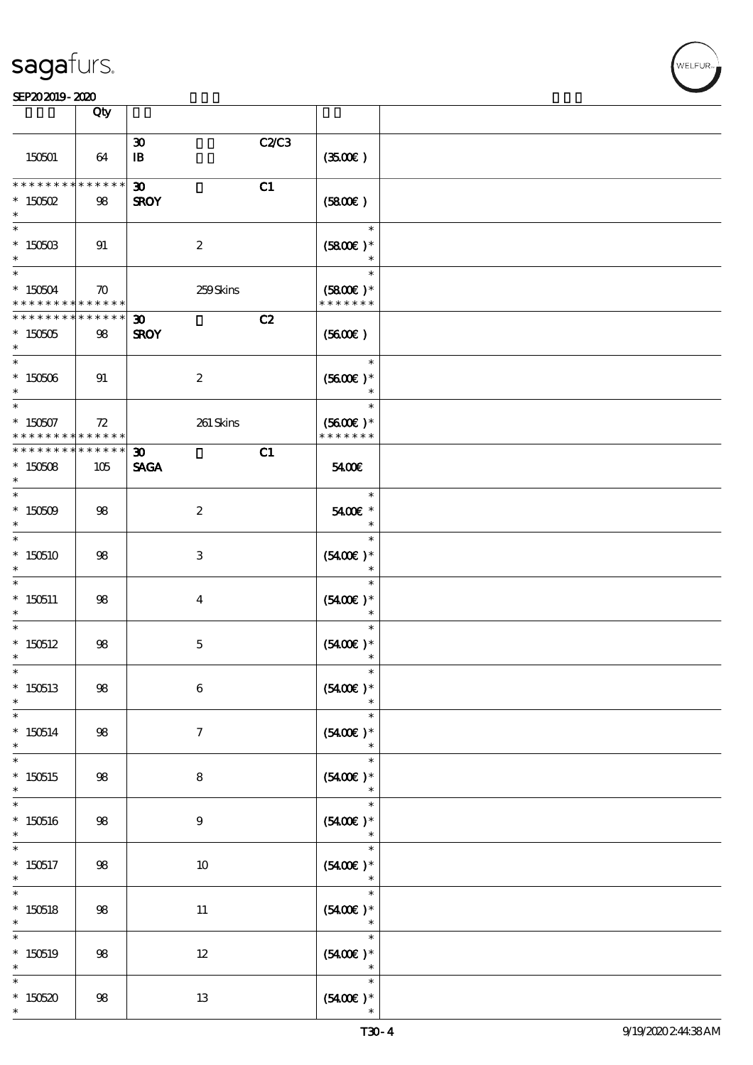| | Qty | | | | | |
|---|---|---|---|---|---|---|
| 150501 | 64 | 30<br>IB | | C2/C3 | (35.00€) | |
| * * * * * * * * * * * * * *<br>* 150502<br>* | 98 | 30<br>SROY | | C1 | (58.00€) | |
| *<br>* 150503<br>* | 91 | | 2 | | *<br>(58.00€) *<br>* | |
| *<br>* 150504<br>* * * * * * * * * * * * * * | 70 | | 259 Skins | | *<br>(58.00€) *<br>* * * * * * * | |
| * * * * * * * * * * * * * *<br>* 150505<br>* | 98 | 30<br>SROY | | C2 | (56.00€) | |
| *<br>* 150506<br>* | 91 | | 2 | | *<br>(56.00€) *<br>* | |
| *<br>* 150507<br>* * * * * * * * * * * * * * | 72 | | 261 Skins | | *<br>(56.00€) *<br>* * * * * * * | |
| * * * * * * * * * * * * * *<br>* 150508<br>* | 105 | 30<br>SAGA | | C1 | 54.00€ | |
| *<br>* 150509<br>* | 98 | | 2 | | *<br>54.00€ *<br>* | |
| *<br>* 150510<br>* | 98 | | 3 | | *<br>(54.00€) *<br>* | |
| *<br>* 150511<br>* | 98 | | 4 | | *<br>(54.00€) *<br>* | |
| *<br>* 150512<br>* | 98 | | 5 | | *<br>(54.00€) *<br>* | |
| *<br>* 150513<br>* | 98 | | 6 | | *<br>(54.00€) *<br>* | |
| *<br>* 150514<br>* | 98 | | 7 | | *<br>(54.00€) *<br>* | |
| *<br>* 150515<br>* | 98 | | 8 | | *<br>(54.00€) *<br>* | |
| *<br>* 150516<br>* | 98 | | 9 | | *<br>(54.00€) *<br>* | |
| *<br>* 150517<br>* | 98 | | 10 | | *<br>(54.00€) *<br>* | |
| *<br>* 150518<br>* | 98 | | 11 | | *<br>(54.00€) *<br>* | |
| *<br>* 150519<br>* | 98 | | 12 | | *<br>(54.00€) *<br>* | |
| *<br>* 150520<br>* | 98 | | 13 | | *<br>(54.00€) *<br>* | |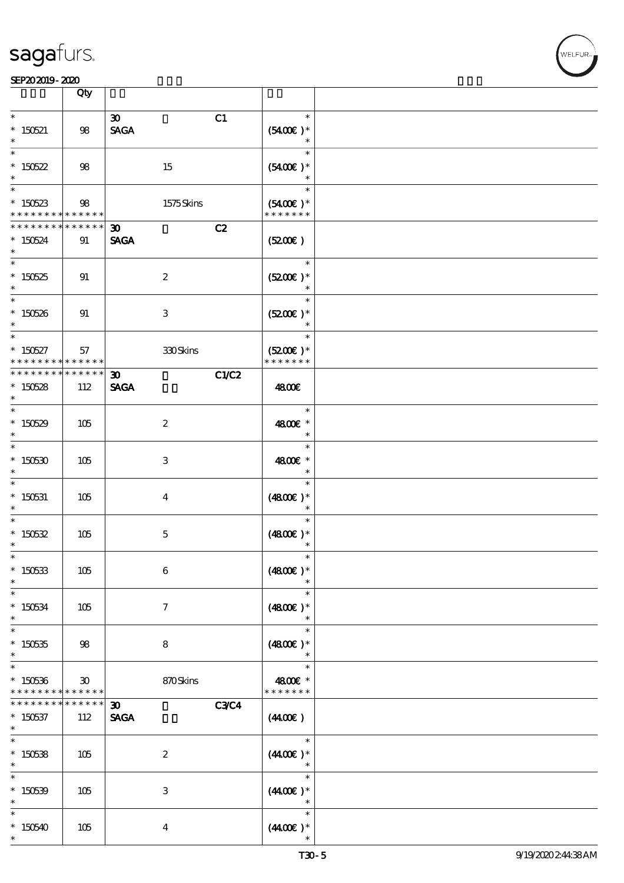| | Qty | | |
|---|---|---|---|
| * <br> * 150521 <br> * | 98 | 30 C1 <br> SAGA | * <br> (54.00€ )* <br> * |
| * <br> * 150522 <br> * | 98 | 15 | * <br> (54.00€ )* <br> * |
| * <br> * 150523 <br> * * * * * * * * * * * * * * | 98 | 1575 Skins | * <br> (54.00€ )* <br> * * * * * * * |
| * * * * * * * * * * * * * * <br> * 150524 <br> * | 91 | 30 C2 <br> SAGA | (52.00€ ) |
| * <br> * 150525 <br> * | 91 | 2 | * <br> (52.00€ )* <br> * |
| * <br> * 150526 <br> * | 91 | 3 | * <br> (52.00€ )* <br> * |
| * <br> * 150527 <br> * * * * * * * * * * * * * * | 57 | 330 Skins | * <br> (52.00€ )* <br> * * * * * * * |
| * * * * * * * * * * * * * * <br> * 150528 <br> * | 112 | 30 C1/C2 <br> SAGA | 48.00€ |
| * <br> * 150529 <br> * | 105 | 2 | * <br> 48.00€ * <br> * |
| * <br> * 150530 <br> * | 105 | 3 | * <br> 48.00€ * <br> * |
| * <br> * 150531 <br> * | 105 | 4 | * <br> (48.00€ )* <br> * |
| * <br> * 150532 <br> * | 105 | 5 | * <br> (48.00€ )* <br> * |
| * <br> * 150533 <br> * | 105 | 6 | * <br> (48.00€ )* <br> * |
| * <br> * 150534 <br> * | 105 | 7 | * <br> (48.00€ )* <br> * |
| * <br> * 150535 <br> * | 98 | 8 | * <br> (48.00€ )* <br> * |
| * <br> * 150536 <br> * * * * * * * * * * * * * * | 30 | 870 Skins | * <br> 48.00€ * <br> * * * * * * * |
| * * * * * * * * * * * * * * <br> * 150537 <br> * | 112 | 30 C3/C4 <br> SAGA | (44.00€ ) |
| * <br> * 150538 <br> * | 105 | 2 | * <br> (44.00€ )* <br> * |
| * <br> * 150539 <br> * | 105 | 3 | * <br> (44.00€ )* <br> * |
| * <br> * 150540 <br> * | 105 | 4 | * <br> (44.00€ )* <br> * |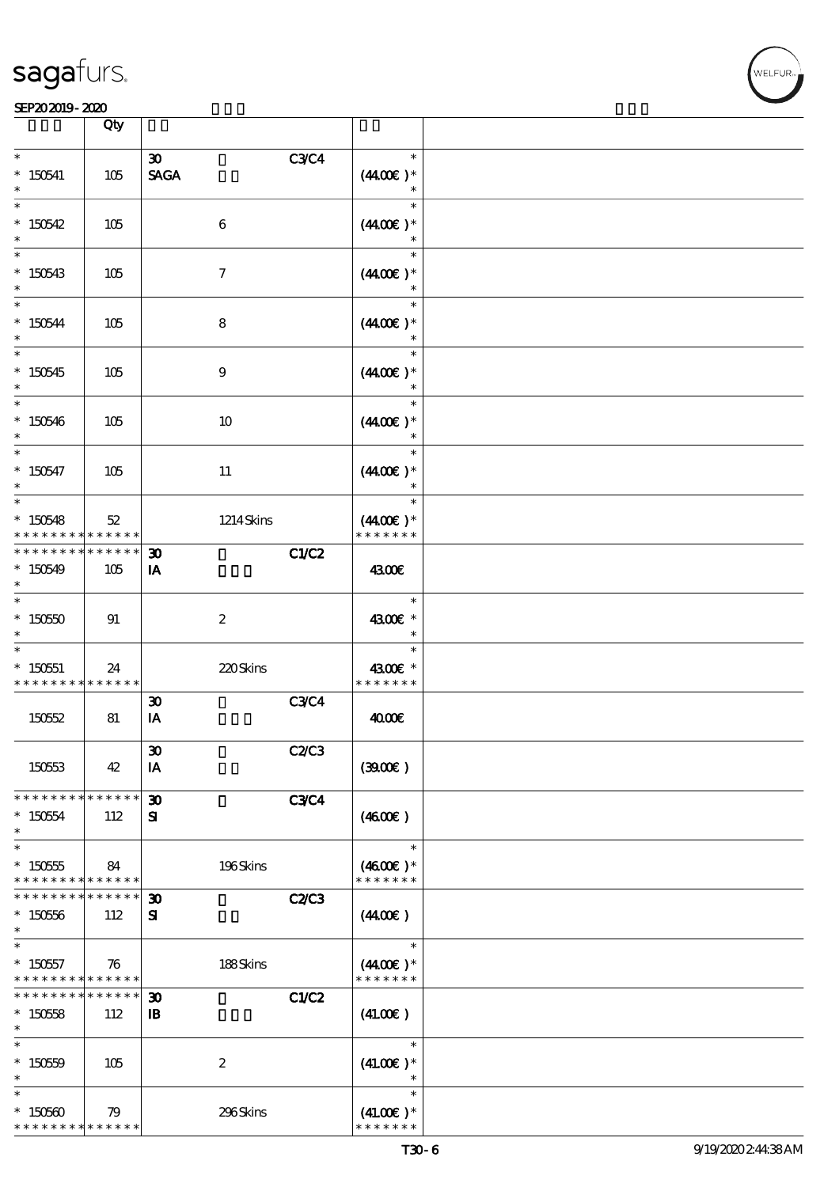| | Qty | | | |
|---|---|---|---|---|
| * 150541 * | 105 | 30 SAGA | C3/C4 | * (44.00€) * * |
| * 150542 * | 105 | 6 | | * (44.00€) * * |
| * 150543 * | 105 | 7 | | * (44.00€) * * |
| * 150544 * | 105 | 8 | | * (44.00€) * * |
| * 150545 * | 105 | 9 | | * (44.00€) * * |
| * 150546 * | 105 | 10 | | * (44.00€) * * |
| * 150547 * | 105 | 11 | | * (44.00€) * * |
| * 150548 * * * * * * * * * * * * * | 52 | 1214 Skins | | * (44.00€) * * * * * * * * |
| * * * * * * * * * * * * * * 150549 * | 105 | 30 IA | C1/C2 | 43.00€ |
| * 150550 * | 91 | 2 | | * 43.00€ * * |
| * 150551 * * * * * * * * * * * * * | 24 | 220 Skins | | * 43.00€ * * * * * * * * |
| 150552 | 81 | 30 IA | C3/C4 | 40.00€ |
| 150553 | 42 | 30 IA | C2/C3 | (39.00€) |
| * * * * * * * * * * * * * * 150554 * | 112 | 30 SI | C3/C4 | (46.00€) |
| * 150555 * * * * * * * * * * * * * | 84 | 196 Skins | | * (46.00€) * * * * * * * * |
| * * * * * * * * * * * * * * 150556 * | 112 | 30 SI | C2/C3 | (44.00€) |
| * 150557 * * * * * * * * * * * * * | 76 | 188 Skins | | * (44.00€) * * * * * * * * |
| * * * * * * * * * * * * * * 150558 * | 112 | 30 IB | C1/C2 | (41.00€) |
| * 150559 * | 105 | 2 | | * (41.00€) * * |
| * 150560 * * * * * * * * * * * * * | 79 | 296 Skins | | * (41.00€) * * * * * * * * |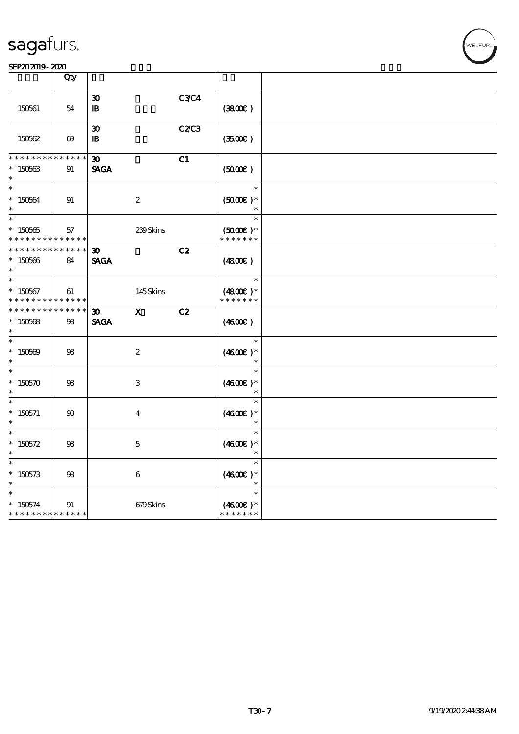| | Qty | | | | | |
|---|---|---|---|---|---|---|
| 150561 | 54 | 30<br>IB | | C3/C4 | (38.00€) | |
| 150562 | 69 | 30<br>IB | | C2/C3 | (35.00€) | |
| * * * * * * * * * * * * * *<br>* 150563<br>* | 91 | 30<br>SAGA | | C1 | (50.00€) | |
| *<br>* 150564<br>* | 91 | | 2 | | *<br>(50.00€)*<br>* | |
| *<br>* 150565<br>* * * * * * * * * * * * * * | 57 | | 239 Skins | | *<br>(50.00€)*<br>* * * * * * * | |
| * * * * * * * * * * * * * *<br>* 150566<br>* | 84 | 30<br>SAGA | | C2 | (48.00€) | |
| *<br>* 150567<br>* * * * * * * * * * * * * * | 61 | | 145 Skins | | *<br>(48.00€)*<br>* * * * * * * | |
| * * * * * * * * * * * * * *<br>* 150568<br>* | 98 | 30<br>SAGA | X | C2 | (46.00€) | |
| *<br>* 150569<br>* | 98 | | 2 | | *<br>(46.00€)*<br>* | |
| *<br>* 150570<br>* | 98 | | 3 | | *<br>(46.00€)*<br>* | |
| *<br>* 150571<br>* | 98 | | 4 | | *<br>(46.00€)*<br>* | |
| *<br>* 150572<br>* | 98 | | 5 | | *<br>(46.00€)*<br>* | |
| *<br>* 150573<br>* | 98 | | 6 | | *<br>(46.00€)*<br>* | |
| *<br>* 150574<br>* * * * * * * * * * * * * * | 91 | | 679 Skins | | *<br>(46.00€)*<br>* * * * * * * | |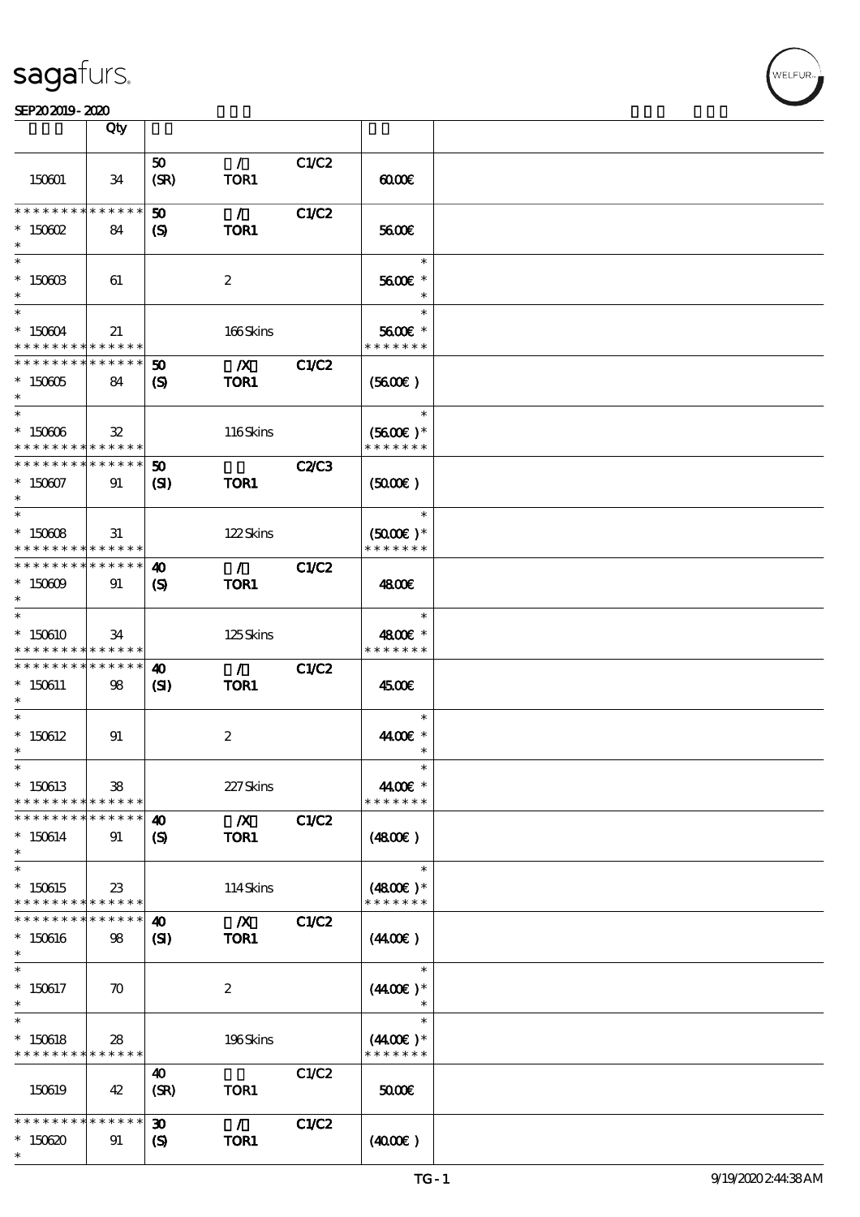| | Qty | | | | | |
|---|---|---|---|---|---|---|
| 150601 | 34 | 50 (SR) | / TOR1 | C1/C2 | 60.00€ | |
| * * * * * * * * * * * * * * <br>* 150602<br>* | 84 | 50 (S) | / TOR1 | C1/C2 | 56.00€ | |
| *<br>* 150603<br>* | 61 | | 2 | | *<br>56.00€ *<br>* | |
| *<br>* 150604<br>* * * * * * * * * * * * * * | 21 | | 166 Skins | | *<br>56.00€ *<br>* * * * * * * | |
| * * * * * * * * * * * * * * <br>* 150605<br>* | 84 | 50 (S) | /X TOR1 | C1/C2 | (56.00€) | |
| *<br>* 150606<br>* * * * * * * * * * * * * * | 32 | | 116 Skins | | *<br>(56.00€)*<br>* * * * * * * | |
| * * * * * * * * * * * * * * <br>* 150607<br>* | 91 | 50 (SI) | TOR1 | C2/C3 | (50.00€) | |
| *<br>* 150608<br>* * * * * * * * * * * * * * | 31 | | 122 Skins | | *<br>(50.00€)*<br>* * * * * * * | |
| * * * * * * * * * * * * * * <br>* 150609<br>* | 91 | 40 (S) | / TOR1 | C1/C2 | 48.00€ | |
| *<br>* 150610<br>* * * * * * * * * * * * * * | 34 | | 125 Skins | | *<br>48.00€ *<br>* * * * * * * | |
| * * * * * * * * * * * * * * <br>* 150611<br>* | 98 | 40 (SI) | / TOR1 | C1/C2 | 45.00€ | |
| *<br>* 150612<br>* | 91 | | 2 | | *<br>44.00€ *<br>* | |
| *<br>* 150613<br>* * * * * * * * * * * * * * | 38 | | 227 Skins | | *<br>44.00€ *<br>* * * * * * * | |
| * * * * * * * * * * * * * * <br>* 150614<br>* | 91 | 40 (S) | /X TOR1 | C1/C2 | (48.00€) | |
| *<br>* 150615<br>* * * * * * * * * * * * * * | 23 | | 114 Skins | | *<br>(48.00€)*<br>* * * * * * * | |
| * * * * * * * * * * * * * * <br>* 150616<br>* | 98 | 40 (SI) | /X TOR1 | C1/C2 | (44.00€) | |
| *<br>* 150617<br>* | 70 | | 2 | | *<br>(44.00€)*<br>* | |
| *<br>* 150618<br>* * * * * * * * * * * * * * | 28 | | 196 Skins | | *<br>(44.00€)*<br>* * * * * * * | |
| 150619 | 42 | 40 (SR) | TOR1 | C1/C2 | 50.00€ | |
| * * * * * * * * * * * * * * <br>* 150620<br>* | 91 | 30 (S) | / TOR1 | C1/C2 | (40.00€) | |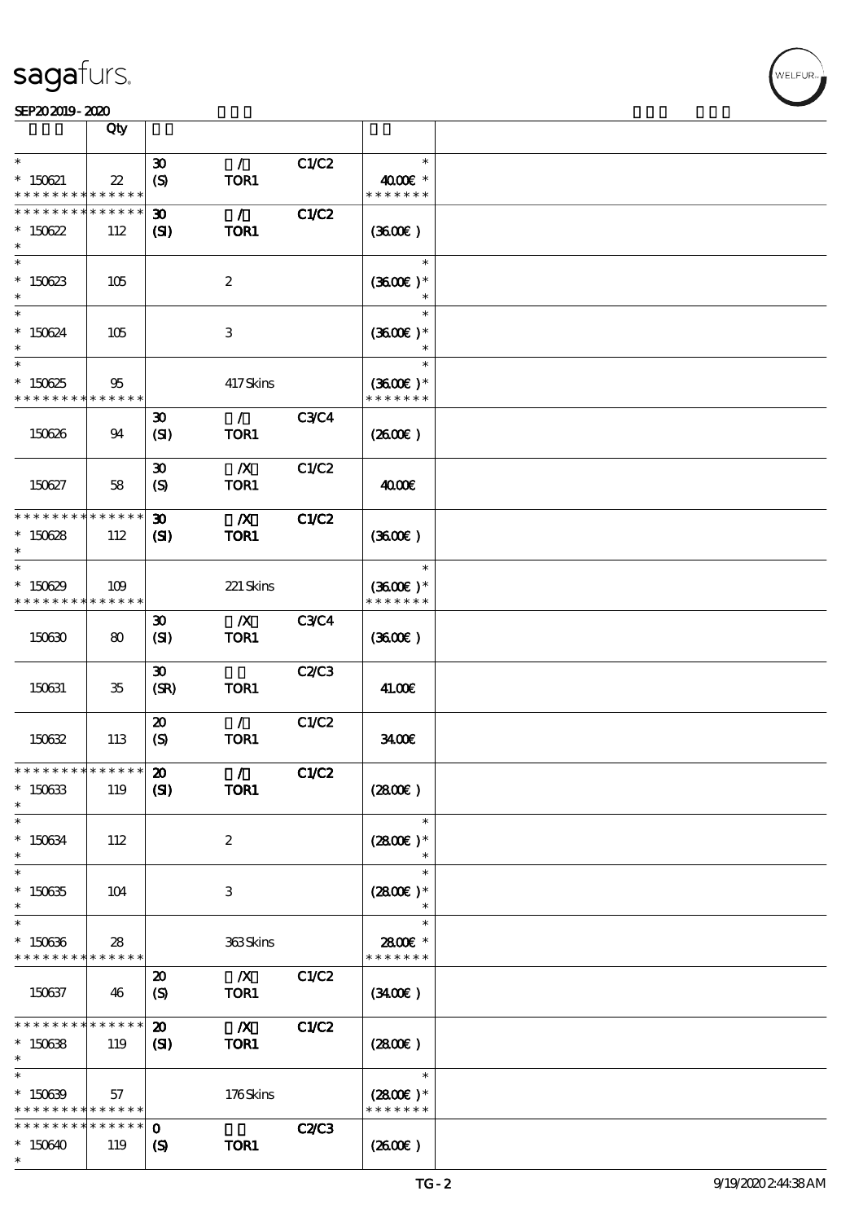| | Qty | | | | | |
|---|---|---|---|---|---|---|
| * <br> * 150621 <br> * * * * * * * * * * * * * * | 22 | 30 <br> (S) | / <br> TOR1 | C1/C2 | * <br> 40.00€ * <br> * * * * * * * | |
| * * * * * * * * * * * * * * <br> * 150622 <br> * | 112 | 30 <br> (SI) | / <br> TOR1 | C1/C2 | (36.00€) | |
| * <br> * 150623 <br> * | 105 | | 2 | | * <br> (36.00€) * <br> * | |
| * <br> * 150624 <br> * | 105 | | 3 | | * <br> (36.00€) * <br> * | |
| * <br> * 150625 <br> * * * * * * * * * * * * * * | 95 | | 417 Skins | | * <br> (36.00€) * <br> * * * * * * * | |
| 150626 | 94 | 30 <br> (SI) | / <br> TOR1 | C3/C4 | (26.00€) | |
| 150627 | 58 | 30 <br> (S) | /X <br> TOR1 | C1/C2 | 40.00€ | |
| * * * * * * * * * * * * * * <br> * 150628 <br> * | 112 | 30 <br> (SI) | /X <br> TOR1 | C1/C2 | (36.00€) | |
| * <br> * 150629 <br> * * * * * * * * * * * * * * | 109 | | 221 Skins | | * <br> (36.00€) * <br> * * * * * * * | |
| 150630 | 80 | 30 <br> (SI) | /X <br> TOR1 | C3/C4 | (36.00€) | |
| 150631 | 35 | 30 <br> (SR) | TOR1 | C2/C3 | 41.00€ | |
| 150632 | 113 | 20 <br> (S) | / <br> TOR1 | C1/C2 | 34.00€ | |
| * * * * * * * * * * * * * * <br> * 150633 <br> * | 119 | 20 <br> (SI) | / <br> TOR1 | C1/C2 | (28.00€) | |
| * <br> * 150634 <br> * | 112 | | 2 | | * <br> (28.00€) * <br> * | |
| * <br> * 150635 <br> * | 104 | | 3 | | * <br> (28.00€) * <br> * | |
| * <br> * 150636 <br> * * * * * * * * * * * * * * | 28 | | 363 Skins | | * <br> 28.00€ * <br> * * * * * * * | |
| 150637 | 46 | 20 <br> (S) | /X <br> TOR1 | C1/C2 | (34.00€) | |
| * * * * * * * * * * * * * * <br> * 150638 <br> * | 119 | 20 <br> (SI) | /X <br> TOR1 | C1/C2 | (28.00€) | |
| * <br> * 150639 <br> * * * * * * * * * * * * * * | 57 | | 176 Skins | | * <br> (28.00€) * <br> * * * * * * * | |
| * * * * * * * * * * * * * * <br> * 150640 <br> * | 119 | 0 <br> (S) | TOR1 | C2/C3 | (26.00€) | |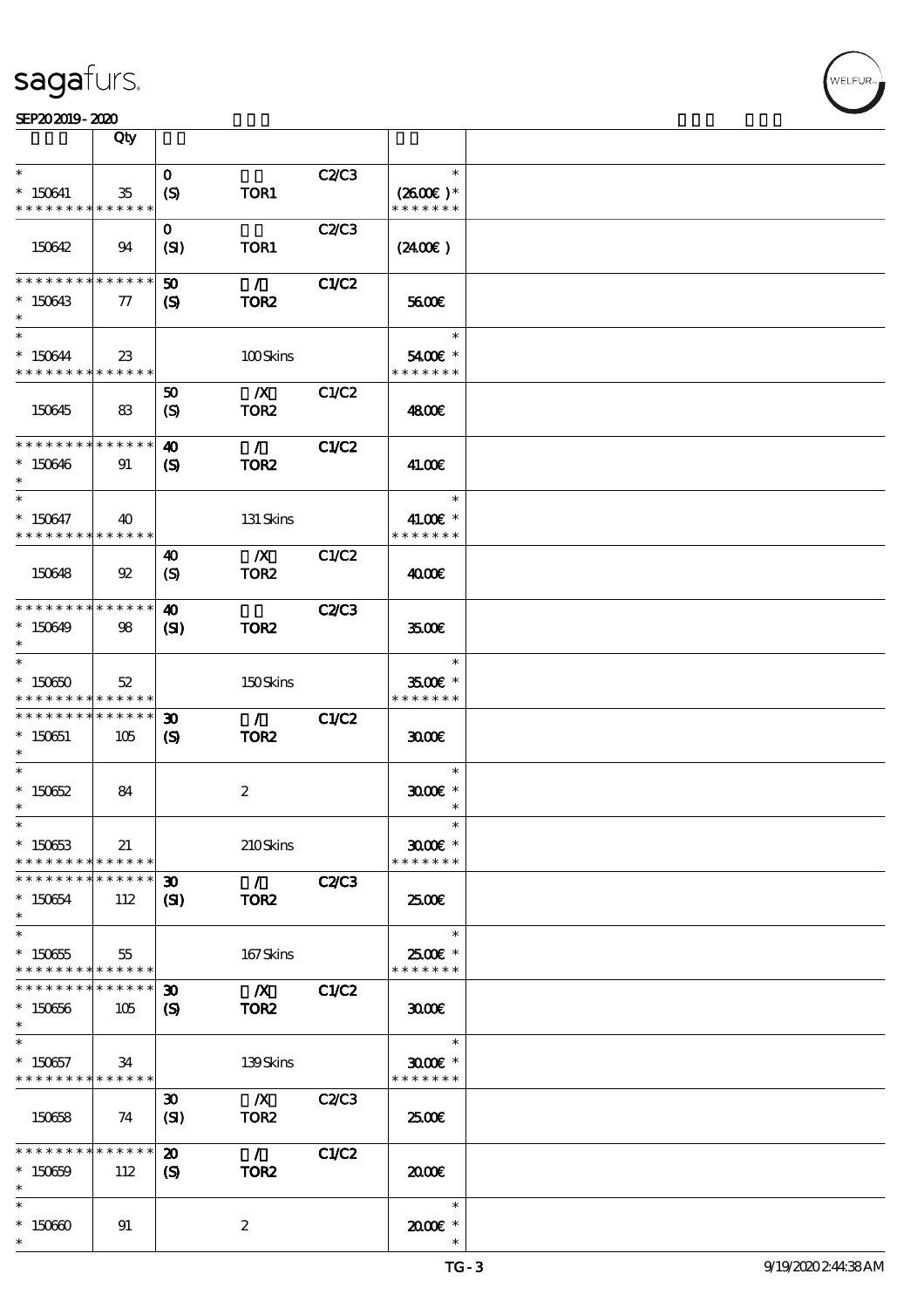| | Qty | | | | | |
|---|---|---|---|---|---|---|
| * <br> * 150641 <br> * * * * * * * * * * * * * * | 35 | 0 <br> (S) | TOR1 | C2/C3 | * <br> (26.00€ )* <br> * * * * * * * | |
| 150642 | 94 | 0 <br> (SI) | TOR1 | C2/C3 | (24.00€ ) | |
| * * * * * * * * * * * * * * <br> * 150643 <br> * | 77 | 50 <br> (S) | / <br> TOR2 | C1/C2 | 56.00€ | |
| * <br> * 150644 <br> * * * * * * * * * * * * * * | 23 | | 100 Skins | | * <br> 54.00€ * <br> * * * * * * * | |
| 150645 | 83 | 50 <br> (S) | /X <br> TOR2 | C1/C2 | 48.00€ | |
| * * * * * * * * * * * * * * <br> * 150646 <br> * | 91 | 40 <br> (S) | / <br> TOR2 | C1/C2 | 41.00€ | |
| * <br> * 150647 <br> * * * * * * * * * * * * * * | 40 | | 131 Skins | | * <br> 41.00€ * <br> * * * * * * * | |
| 150648 | 92 | 40 <br> (S) | /X <br> TOR2 | C1/C2 | 40.00€ | |
| * * * * * * * * * * * * * * <br> * 150649 <br> * | 98 | 40 <br> (SI) | TOR2 | C2/C3 | 35.00€ | |
| * <br> * 150650 <br> * * * * * * * * * * * * * * | 52 | | 150 Skins | | * <br> 35.00€ * <br> * * * * * * * | |
| * * * * * * * * * * * * * * <br> * 150651 <br> * | 105 | 30 <br> (S) | / <br> TOR2 | C1/C2 | 30.00€ | |
| * <br> * 150652 <br> * | 84 | | 2 | | * <br> 30.00€ * <br> * | |
| * <br> * 150653 <br> * * * * * * * * * * * * * * | 21 | | 210 Skins | | * <br> 30.00€ * <br> * * * * * * * | |
| * * * * * * * * * * * * * * <br> * 150654 <br> * | 112 | 30 <br> (SI) | / <br> TOR2 | C2/C3 | 25.00€ | |
| * <br> * 150655 <br> * * * * * * * * * * * * * * | 55 | | 167 Skins | | * <br> 25.00€ * <br> * * * * * * * | |
| * * * * * * * * * * * * * * <br> * 150656 <br> * | 105 | 30 <br> (S) | /X <br> TOR2 | C1/C2 | 30.00€ | |
| * <br> * 150657 <br> * * * * * * * * * * * * * * | 34 | | 139 Skins | | * <br> 30.00€ * <br> * * * * * * * | |
| 150658 | 74 | 30 <br> (SI) | /X <br> TOR2 | C2/C3 | 25.00€ | |
| * * * * * * * * * * * * * * <br> * 150659 <br> * | 112 | 20 <br> (S) | / <br> TOR2 | C1/C2 | 20.00€ | |
| * <br> * 150660 <br> * | 91 | | 2 | | * <br> 20.00€ * <br> * | |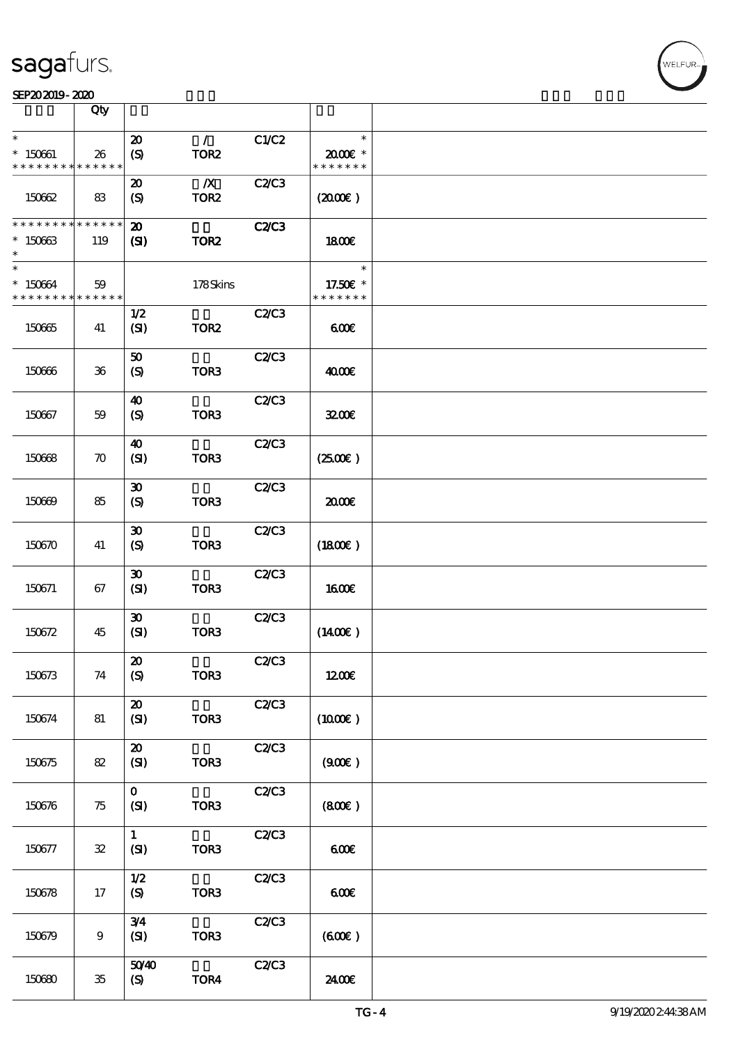| | Qty | | | | | |
|---|---|---|---|---|---|---|
| * <br> * 150661 <br> * * * * * * * * * * * * * * | 26 | 20 <br> (S) | / <br> TOR2 | C1/C2 | * <br> 20.00€ * <br> * * * * * * * | |
| 150662 | 83 | 20 <br> (S) | /X <br> TOR2 | C2/C3 | (20.00€ ) | |
| * * * * * * * * * * * * * * <br> * 150663 <br> * | 119 | 20 <br> (SI) | TOR2 | C2/C3 | 18.00€ | |
| * <br> * 150664 <br> * * * * * * * * * * * * * * | 59 | | 178 Skins | | * <br> 17.50€ * <br> * * * * * * * | |
| 150665 | 41 | 1/2 <br> (SI) | TOR2 | C2/C3 | 6.00€ | |
| 150666 | 36 | 50 <br> (S) | TOR3 | C2/C3 | 40.00€ | |
| 150667 | 59 | 40 <br> (S) | TOR3 | C2/C3 | 32.00€ | |
| 150668 | 70 | 40 <br> (SI) | TOR3 | C2/C3 | (25.00€ ) | |
| 150669 | 85 | 30 <br> (S) | TOR3 | C2/C3 | 20.00€ | |
| 150670 | 41 | 30 <br> (S) | TOR3 | C2/C3 | (18.00€ ) | |
| 150671 | 67 | 30 <br> (SI) | TOR3 | C2/C3 | 16.00€ | |
| 150672 | 45 | 30 <br> (SI) | TOR3 | C2/C3 | (14.00€ ) | |
| 150673 | 74 | 20 <br> (S) | TOR3 | C2/C3 | 12.00€ | |
| 150674 | 81 | 20 <br> (SI) | TOR3 | C2/C3 | (10.00€ ) | |
| 150675 | 82 | 20 <br> (SI) | TOR3 | C2/C3 | (9.00€ ) | |
| 150676 | 75 | 0 <br> (SI) | TOR3 | C2/C3 | (8.00€ ) | |
| 150677 | 32 | 1 <br> (SI) | TOR3 | C2/C3 | 6.00€ | |
| 150678 | 17 | 1/2 <br> (S) | TOR3 | C2/C3 | 6.00€ | |
| 150679 | 9 | 3/4 <br> (SI) | TOR3 | C2/C3 | (6.00€ ) | |
| 150680 | 35 | 50/40 <br> (S) | TOR4 | C2/C3 | 24.00€ | |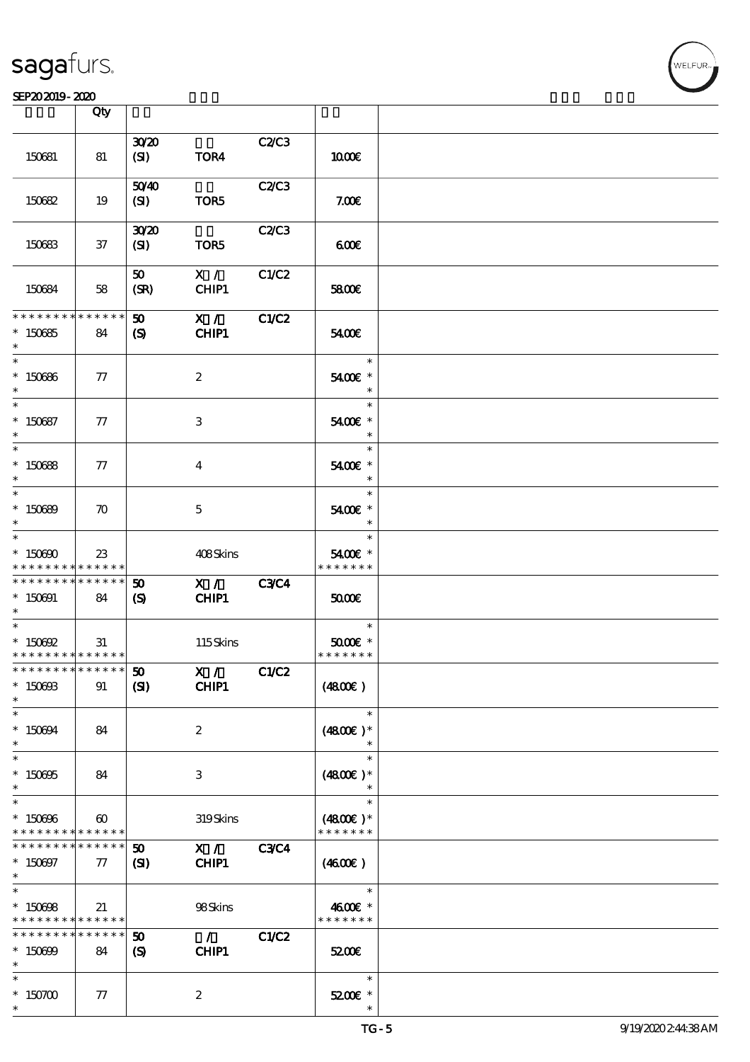| | Qty | | | | | |
|---|---|---|---|---|---|---|
| 150681 | 81 | 30/20 (SI) | TOR4 | C2/C3 | 10.00€ | |
| 150682 | 19 | 50/40 (SI) | TOR5 | C2/C3 | 7.00€ | |
| 150683 | 37 | 30/20 (SI) | TOR5 | C2/C3 | 6.00€ | |
| 150684 | 58 | 50 (SR) | X / CHIP1 | C1/C2 | 58.00€ | |
| * * * * * * * * * * * * * * <br>* 150685 <br>* | 84 | 50 (S) | X / CHIP1 | C1/C2 | 54.00€ | |
| * <br>* 150686 <br>* | 77 | | 2 | | * <br>54.00€ * <br>* | |
| * <br>* 150687 <br>* | 77 | | 3 | | * <br>54.00€ * <br>* | |
| * <br>* 150688 <br>* | 77 | | 4 | | * <br>54.00€ * <br>* | |
| * <br>* 150689 <br>* | 70 | | 5 | | * <br>54.00€ * <br>* | |
| * <br>* 150690 <br>* * * * * * * * * * * * * * | 23 | | 408 Skins | | * <br>54.00€ * <br>* * * * * * * | |
| * * * * * * * * * * * * * * <br>* 150691 <br>* | 84 | 50 (S) | X / CHIP1 | C3/C4 | 50.00€ | |
| * <br>* 150692 <br>* * * * * * * * * * * * * * | 31 | | 115 Skins | | * <br>50.00€ * <br>* * * * * * * | |
| * * * * * * * * * * * * * * <br>* 150693 <br>* | 91 | 50 (SI) | X / CHIP1 | C1/C2 | (48.00€ ) | |
| * <br>* 150694 <br>* | 84 | | 2 | | * <br>(48.00€ )* <br>* | |
| * <br>* 150695 <br>* | 84 | | 3 | | * <br>(48.00€ )* <br>* | |
| * <br>* 150696 <br>* * * * * * * * * * * * * * | 60 | | 319 Skins | | * <br>(48.00€ )* <br>* * * * * * * | |
| * * * * * * * * * * * * * * <br>* 150697 <br>* | 77 | 50 (SI) | X / CHIP1 | C3/C4 | (46.00€ ) | |
| * <br>* 150698 <br>* * * * * * * * * * * * * * | 21 | | 98 Skins | | * <br>46.00€ * <br>* * * * * * * | |
| * * * * * * * * * * * * * * <br>* 150699 <br>* | 84 | 50 (S) | / CHIP1 | C1/C2 | 52.00€ | |
| * <br>* 150700 <br>* | 77 | | 2 | | * <br>52.00€ * <br>* | |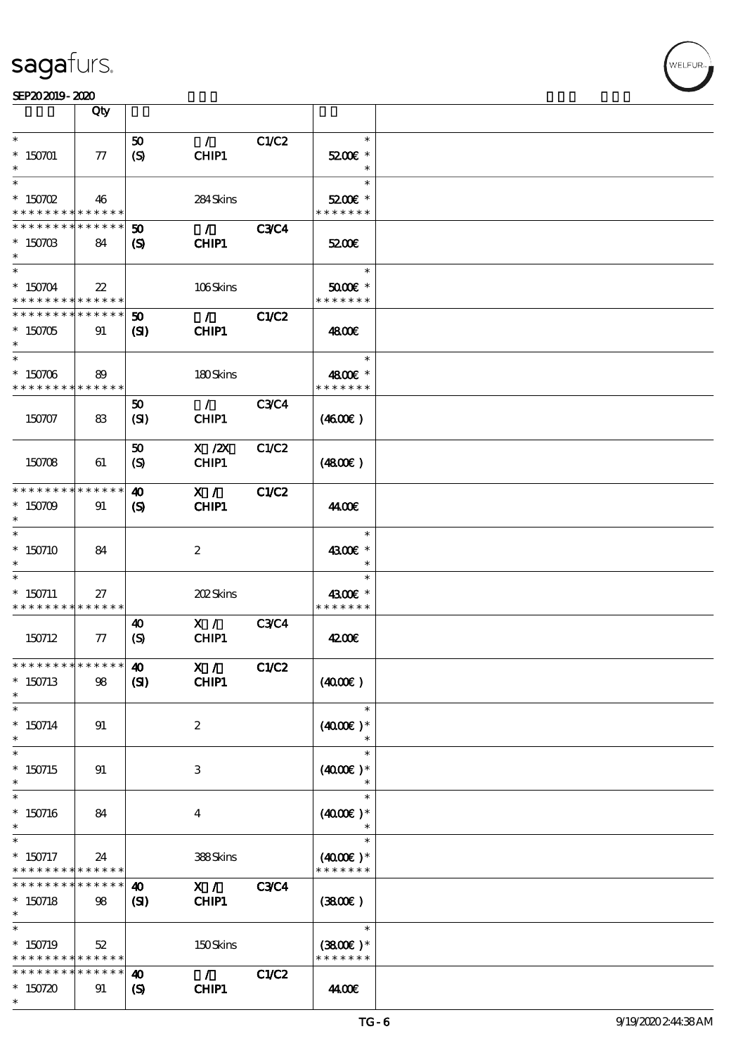| | Qty | | | | | |
|---|---|---|---|---|---|---|
| * 150701 * | 77 | 50 (S) | / CHIP1 | C1/C2 | * 52.00€ * * | |
| * 150702 * * * * * * * * * * * * * * | 46 | | 284 Skins | | * 52.00€ * * * * * * * * | |
| * * * * * * * * * * * * * * 150703 * | 84 | 50 (S) | / CHIP1 | C3/C4 | 52.00€ | |
| * 150704 * * * * * * * * * * * * * * | 22 | | 106 Skins | | * 50.00€ * * * * * * * * | |
| * * * * * * * * * * * * * * 150705 * | 91 | 50 (SI) | / CHIP1 | C1/C2 | 48.00€ | |
| * 150706 * * * * * * * * * * * * * * | 89 | | 180 Skins | | * 48.00€ * * * * * * * * | |
| 150707 | 83 | 50 (SI) | / CHIP1 | C3/C4 | (46.00€) | |
| 150708 | 61 | 50 (S) | X /2X CHIP1 | C1/C2 | (48.00€) | |
| * * * * * * * * * * * * * * 150709 * | 91 | 40 (S) | X / CHIP1 | C1/C2 | 44.00€ | |
| * 150710 * | 84 | | 2 | | * 43.00€ * * | |
| * 150711 * * * * * * * * * * * * * * | 27 | | 202 Skins | | * 43.00€ * * * * * * * * | |
| 150712 | 77 | 40 (S) | X / CHIP1 | C3/C4 | 42.00€ | |
| * * * * * * * * * * * * * * 150713 * | 98 | 40 (SI) | X / CHIP1 | C1/C2 | (40.00€) | |
| * 150714 * | 91 | | 2 | | * (40.00€) * * | |
| * 150715 * | 91 | | 3 | | * (40.00€) * * | |
| * 150716 * | 84 | | 4 | | * (40.00€) * * | |
| * 150717 * * * * * * * * * * * * * * | 24 | | 388 Skins | | * (40.00€) * * * * * * * * | |
| * * * * * * * * * * * * * * 150718 * | 98 | 40 (SI) | X / CHIP1 | C3/C4 | (38.00€) | |
| * 150719 * * * * * * * * * * * * * * | 52 | | 150 Skins | | * (38.00€) * * * * * * * * | |
| * * * * * * * * * * * * * * 150720 * | 91 | 40 (S) | / CHIP1 | C1/C2 | 44.00€ | |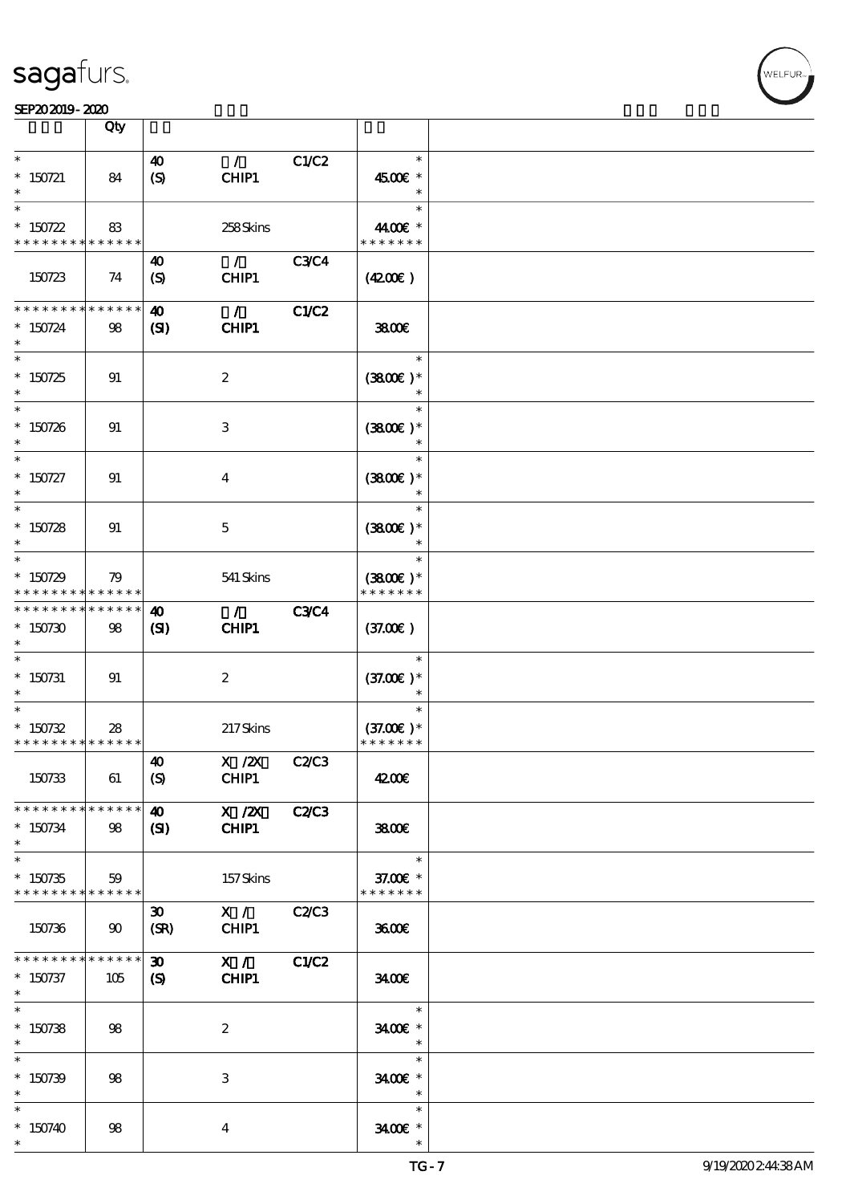| | Qty | | | | | |
|---|---|---|---|---|---|---|
| * 150721 * | 84 | 40 (S) | / CHIP1 | C1/C2 | * 45.00€ * * | |
| * 150722 * * * * * * * * * * * * * * | 83 | | 258 Skins | | * 44.00€ * * * * * * * * | |
| 150723 | 74 | 40 (S) | / CHIP1 | C3/C4 | (42.00€) | |
| * * * * * * * * * * * * * * 150724 * | 98 | 40 (SI) | / CHIP1 | C1/C2 | 38.00€ | |
| * 150725 * | 91 | | 2 | | * (38.00€) * * | |
| * 150726 * | 91 | | 3 | | * (38.00€) * * | |
| * 150727 * | 91 | | 4 | | * (38.00€) * * | |
| * 150728 * | 91 | | 5 | | * (38.00€) * * | |
| * 150729 * * * * * * * * * * * * * * | 79 | | 541 Skins | | * (38.00€) * * * * * * * * | |
| * * * * * * * * * * * * * * 150730 * | 98 | 40 (SI) | / CHIP1 | C3/C4 | (37.00€) | |
| * 150731 * | 91 | | 2 | | * (37.00€) * * | |
| * 150732 * * * * * * * * * * * * * * | 28 | | 217 Skins | | * (37.00€) * * * * * * * * | |
| 150733 | 61 | 40 (S) | X /2X CHIP1 | C2/C3 | 42.00€ | |
| * * * * * * * * * * * * * * 150734 * | 98 | 40 (SI) | X /2X CHIP1 | C2/C3 | 38.00€ | |
| * 150735 * * * * * * * * * * * * * * | 59 | | 157 Skins | | * 37.00€ * * * * * * * * | |
| 150736 | 90 | 30 (SR) | X / CHIP1 | C2/C3 | 36.00€ | |
| * * * * * * * * * * * * * * 150737 * | 105 | 30 (S) | X / CHIP1 | C1/C2 | 34.00€ | |
| * 150738 * | 98 | | 2 | | * 34.00€ * * | |
| * 150739 * | 98 | | 3 | | * 34.00€ * * | |
| * 150740 * | 98 | | 4 | | * 34.00€ * * | |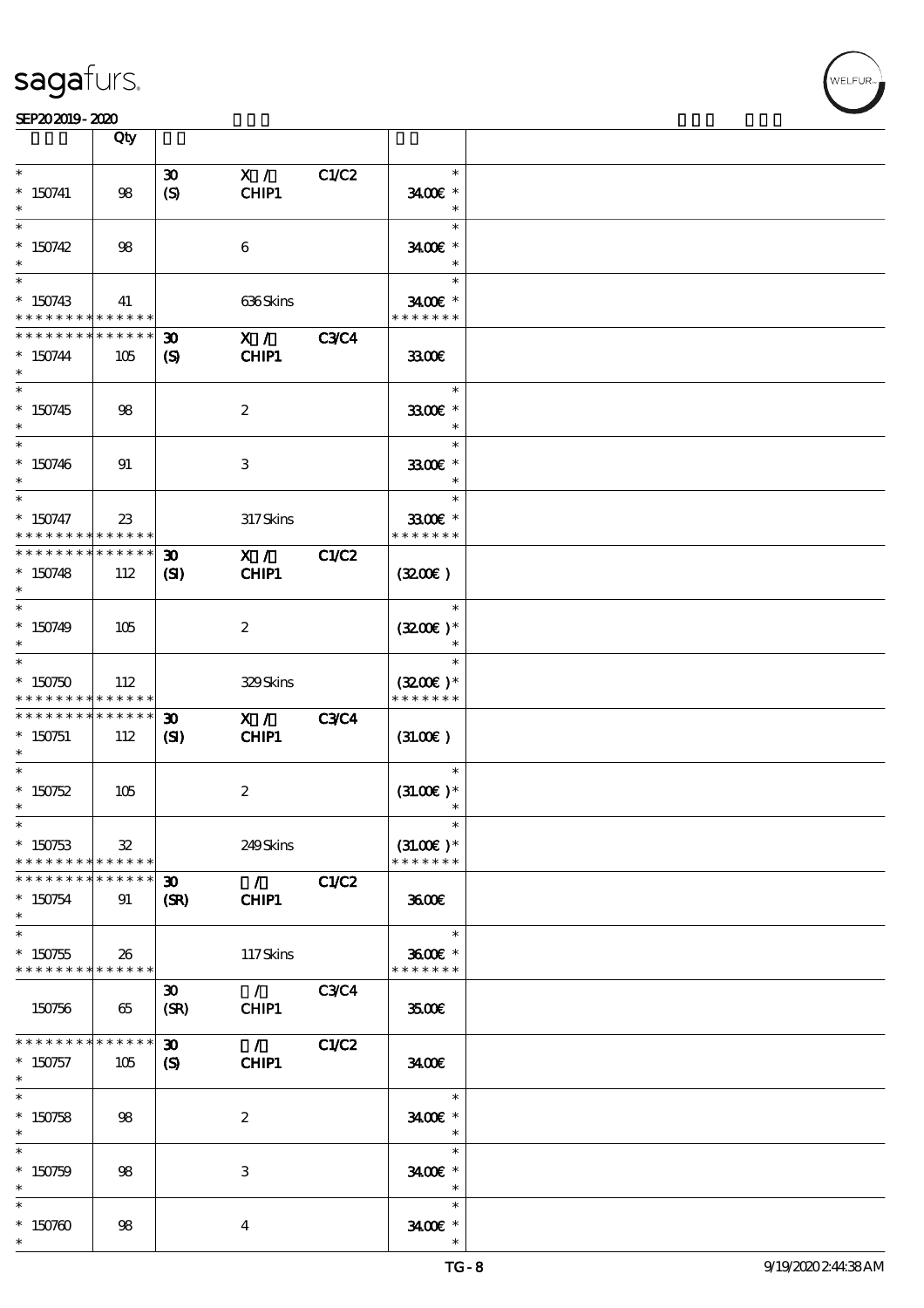| | Qty | | | | |
|---|---|---|---|---|---|
| * 150741 * | 98 | 30 (S) | X / CHIP1 | C1/C2 | * 34.00€ * * |
| * 150742 * | 98 | | 6 | | * 34.00€ * * |
| * 150743 * * * * * * * * * * * * * * | 41 | | 636 Skins | | * 34.00€ * * * * * * * * |
| * * * * * * * * * * * * * * 150744 * | 105 | 30 (S) | X / CHIP1 | C3/C4 | 33.00€ |
| * 150745 * | 98 | | 2 | | * 33.00€ * * |
| * 150746 * | 91 | | 3 | | * 33.00€ * * |
| * 150747 * * * * * * * * * * * * * * | 23 | | 317 Skins | | * 33.00€ * * * * * * * * |
| * * * * * * * * * * * * * * 150748 * | 112 | 30 (SI) | X / CHIP1 | C1/C2 | (32.00€ ) |
| * 150749 * | 105 | | 2 | | * (32.00€ )* * |
| * 150750 * * * * * * * * * * * * * * | 112 | | 329 Skins | | * (32.00€ )* * * * * * * * |
| * * * * * * * * * * * * * * 150751 * | 112 | 30 (SI) | X / CHIP1 | C3/C4 | (31.00€ ) |
| * 150752 * | 105 | | 2 | | * (31.00€ )* * |
| * 150753 * * * * * * * * * * * * * * | 32 | | 249 Skins | | * (31.00€ )* * * * * * * * |
| * * * * * * * * * * * * * * 150754 * | 91 | 30 (SR) | / CHIP1 | C1/C2 | 36.00€ |
| * 150755 * * * * * * * * * * * * * * | 26 | | 117 Skins | | * 36.00€ * * * * * * * * |
| 150756 | 65 | 30 (SR) | / CHIP1 | C3/C4 | 35.00€ |
| * * * * * * * * * * * * * * 150757 * | 105 | 30 (S) | / CHIP1 | C1/C2 | 34.00€ |
| * 150758 * | 98 | | 2 | | * 34.00€ * * |
| * 150759 * | 98 | | 3 | | * 34.00€ * * |
| * 150760 * | 98 | | 4 | | * 34.00€ * * |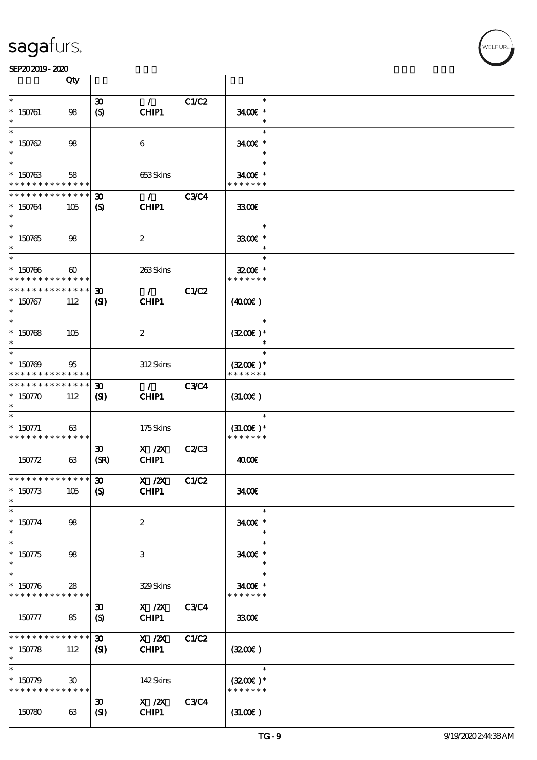| | Qty | | | | | |
|---|---|---|---|---|---|---|
| * <br> * 150761 <br> * | 98 | 30 <br> (S) | / <br> CHIP1 | C1/C2 | * <br> 34.00€ * <br> * | |
| * <br> * 150762 <br> * | 98 | | 6 | | * <br> 34.00€ * <br> * | |
| * <br> * 150763 <br> * * * * * * * * * * * * * * | 58 | | 653 Skins | | * <br> 34.00€ * <br> * * * * * * * | |
| * * * * * * * * * * * * * * <br> * 150764 <br> * | 105 | 30 <br> (S) | / <br> CHIP1 | C3/C4 | 33.00€ | |
| * <br> * 150765 <br> * | 98 | | 2 | | * <br> 33.00€ * <br> * | |
| * <br> * 150766 <br> * * * * * * * * * * * * * * | 60 | | 263 Skins | | * <br> 32.00€ * <br> * * * * * * * | |
| * * * * * * * * * * * * * * <br> * 150767 <br> * | 112 | 30 <br> (SI) | / <br> CHIP1 | C1/C2 | (40.00€ ) | |
| * <br> * 150768 <br> * | 105 | | 2 | | * <br> (32.00€ )* <br> * | |
| * <br> * 150769 <br> * * * * * * * * * * * * * * | 95 | | 312 Skins | | * <br> (32.00€ )* <br> * * * * * * * | |
| * * * * * * * * * * * * * * <br> * 150770 <br> * | 112 | 30 <br> (SI) | / <br> CHIP1 | C3/C4 | (31.00€ ) | |
| * <br> * 150771 <br> * * * * * * * * * * * * * * | 63 | | 175 Skins | | * <br> (31.00€ )* <br> * * * * * * * | |
| 150772 | 63 | 30 <br> (SR) | X /2X <br> CHIP1 | C2/C3 | 40.00€ | |
| * * * * * * * * * * * * * * <br> * 150773 <br> * | 105 | 30 <br> (S) | X /2X <br> CHIP1 | C1/C2 | 34.00€ | |
| * <br> * 150774 <br> * | 98 | | 2 | | * <br> 34.00€ * <br> * | |
| * <br> * 150775 <br> * | 98 | | 3 | | * <br> 34.00€ * <br> * | |
| * <br> * 150776 <br> * * * * * * * * * * * * * * | 28 | | 329 Skins | | * <br> 34.00€ * <br> * * * * * * * | |
| 150777 | 85 | 30 <br> (S) | X /2X <br> CHIP1 | C3/C4 | 33.00€ | |
| * * * * * * * * * * * * * * <br> * 150778 <br> * | 112 | 30 <br> (SI) | X /2X <br> CHIP1 | C1/C2 | (32.00€ ) | |
| * <br> * 150779 <br> * * * * * * * * * * * * * * | 30 | | 142 Skins | | * <br> (32.00€ )* <br> * * * * * * * | |
| 150780 | 63 | 30 <br> (SI) | X /2X <br> CHIP1 | C3/C4 | (31.00€ ) | |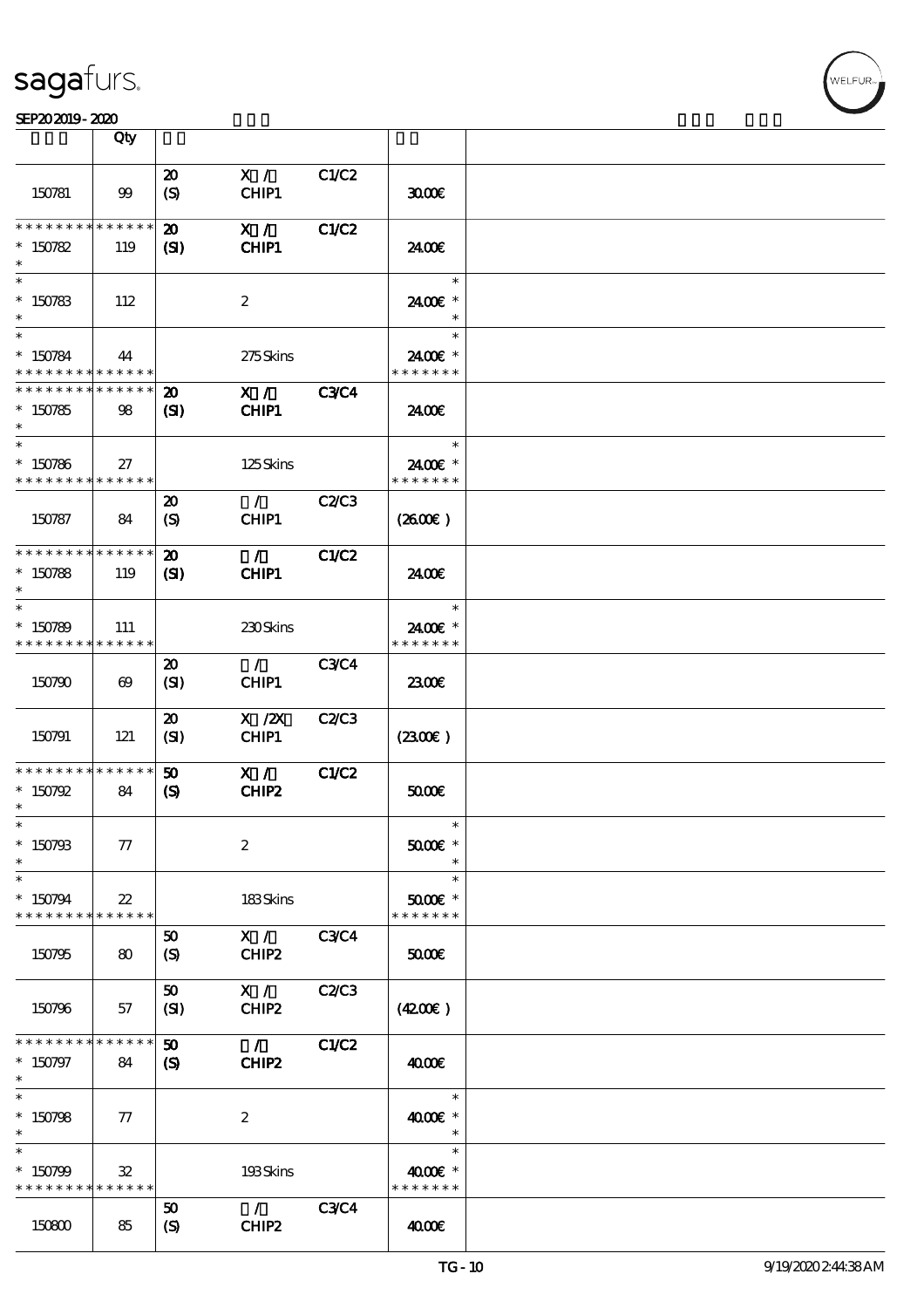| | Qty | | | | | |
|---|---|---|---|---|---|---|
| 150781 | 99 | 20 (S) | X / CHIP1 | C1/C2 | 30.00€ | |
| * * * * * * * * * * * * * * 150782 * | 119 | 20 (SI) | X / CHIP1 | C1/C2 | 24.00€ | |
| * * 150783 * | 112 | | 2 | | * 24.00€ * * | |
| * * 150784 * * * * * * * * * * * * * * | 44 | | 275 Skins | | * 24.00€ * * * * * * * * | |
| * * * * * * * * * * * * * * 150785 * | 98 | 20 (SI) | X / CHIP1 | C3/C4 | 24.00€ | |
| * * 150786 * * * * * * * * * * * * * * | 27 | | 125 Skins | | * 24.00€ * * * * * * * * | |
| 150787 | 84 | 20 (S) | / CHIP1 | C2/C3 | (26.00€ ) | |
| * * * * * * * * * * * * * * 150788 * | 119 | 20 (SI) | / CHIP1 | C1/C2 | 24.00€ | |
| * * 150789 * * * * * * * * * * * * * * | 111 | | 230 Skins | | * 24.00€ * * * * * * * * | |
| 150790 | 69 | 20 (SI) | / CHIP1 | C3/C4 | 23.00€ | |
| 150791 | 121 | 20 (SI) | X /2X CHIP1 | C2/C3 | (23.00€ ) | |
| * * * * * * * * * * * * * * 150792 * | 84 | 50 (S) | X / CHIP2 | C1/C2 | 50.00€ | |
| * * 150793 * | 77 | | 2 | | * 50.00€ * * | |
| * * 150794 * * * * * * * * * * * * * * | 22 | | 183 Skins | | * 50.00€ * * * * * * * * | |
| 150795 | 80 | 50 (S) | X / CHIP2 | C3/C4 | 50.00€ | |
| 150796 | 57 | 50 (SI) | X / CHIP2 | C2/C3 | (42.00€ ) | |
| * * * * * * * * * * * * * * 150797 * | 84 | 50 (S) | / CHIP2 | C1/C2 | 40.00€ | |
| * * 150798 * | 77 | | 2 | | * 40.00€ * * | |
| * * 150799 * * * * * * * * * * * * * * | 32 | | 193 Skins | | * 40.00€ * * * * * * * * | |
| 150800 | 85 | 50 (S) | / CHIP2 | C3/C4 | 40.00€ | |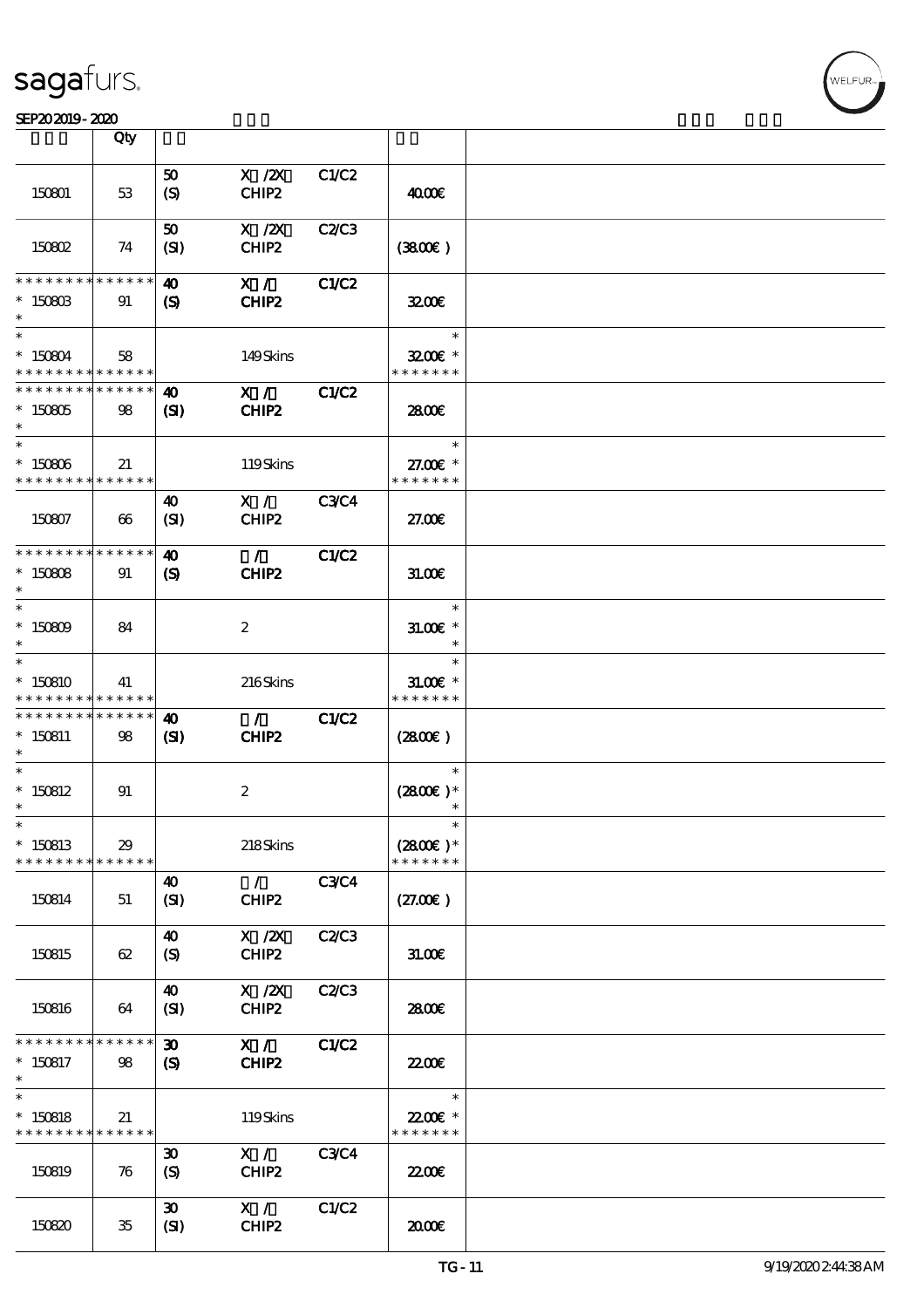| | Qty | | | | | |
|---|---|---|---|---|---|---|
| 150801 | 53 | 50 (S) | X /2X CHIP2 | C1/C2 | 40.00€ | |
| 150802 | 74 | 50 (SI) | X /2X CHIP2 | C2/C3 | (38.00€ ) | |
| * * * * * * * * * * * * * * * 150803 * | 91 | 40 (S) | X / CHIP2 | C1/C2 | 32.00€ | |
| * * 150804 * * * * * * * * * * * * * * | 58 | | 149 Skins | | * 32.00€ * * * * * * * * | |
| * * * * * * * * * * * * * * * 150805 * | 98 | 40 (SI) | X / CHIP2 | C1/C2 | 28.00€ | |
| * * 150806 * * * * * * * * * * * * * * | 21 | | 119 Skins | | * 27.00€ * * * * * * * * | |
| 150807 | 66 | 40 (SI) | X / CHIP2 | C3/C4 | 27.00€ | |
| * * * * * * * * * * * * * * * 150808 * | 91 | 40 (S) | / CHIP2 | C1/C2 | 31.00€ | |
| * * 150809 * | 84 | | 2 | | * 31.00€ * * | |
| * * 150810 * * * * * * * * * * * * * * | 41 | | 216 Skins | | * 31.00€ * * * * * * * * | |
| * * * * * * * * * * * * * * * 150811 * | 98 | 40 (SI) | / CHIP2 | C1/C2 | (28.00€ ) | |
| * * 150812 * | 91 | | 2 | | * (28.00€ ) * * | |
| * * 150813 * * * * * * * * * * * * * * | 29 | | 218 Skins | | * (28.00€ ) * * * * * * * * | |
| 150814 | 51 | 40 (SI) | / CHIP2 | C3/C4 | (27.00€ ) | |
| 150815 | 62 | 40 (S) | X /2X CHIP2 | C2/C3 | 31.00€ | |
| 150816 | 64 | 40 (SI) | X /2X CHIP2 | C2/C3 | 28.00€ | |
| * * * * * * * * * * * * * * * 150817 * | 98 | 30 (S) | X / CHIP2 | C1/C2 | 22.00€ | |
| * * 150818 * * * * * * * * * * * * * * | 21 | | 119 Skins | | * 22.00€ * * * * * * * * | |
| 150819 | 76 | 30 (S) | X / CHIP2 | C3/C4 | 22.00€ | |
| 150820 | 35 | 30 (SI) | X / CHIP2 | C1/C2 | 20.00€ | |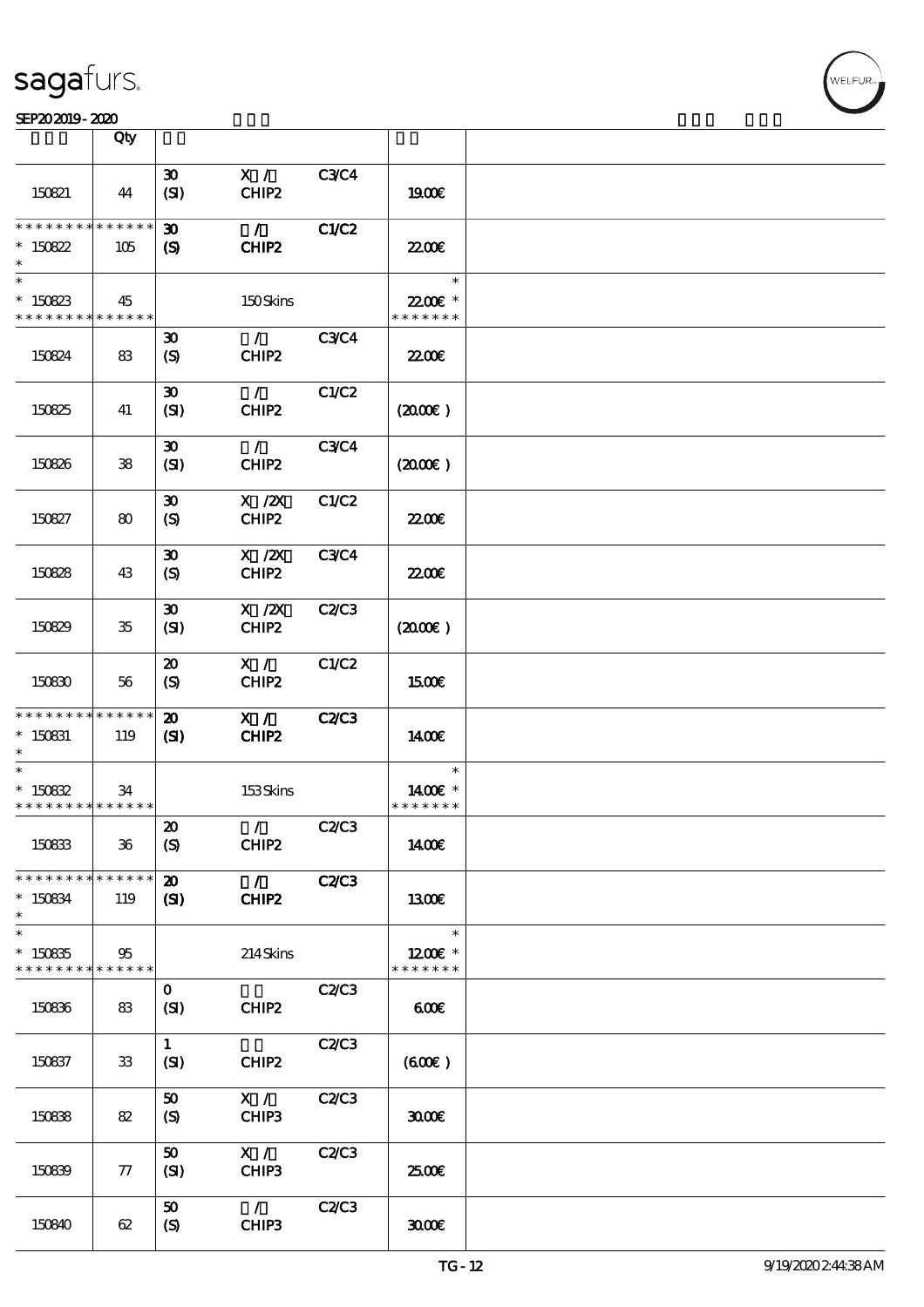| | Qty | | | | | |
|---|---|---|---|---|---|---|
| 150821 | 44 | 30 (SI) | X / CHIP2 | C3/C4 | 19.00€ | |
| * * * * * * * * * * * * * * 150822 * | 105 | 30 (S) | / CHIP2 | C1/C2 | 22.00€ | |
| * * 150823 * * * * * * * * * * * * * * | 45 | | 150 Skins | | * 22.00€ * * * * * * * * | |
| 150824 | 83 | 30 (S) | / CHIP2 | C3/C4 | 22.00€ | |
| 150825 | 41 | 30 (SI) | / CHIP2 | C1/C2 | (20.00€) | |
| 150826 | 38 | 30 (SI) | / CHIP2 | C3/C4 | (20.00€) | |
| 150827 | 80 | 30 (S) | X /2X CHIP2 | C1/C2 | 22.00€ | |
| 150828 | 43 | 30 (S) | X /2X CHIP2 | C3/C4 | 22.00€ | |
| 150829 | 35 | 30 (SI) | X /2X CHIP2 | C2/C3 | (20.00€) | |
| 150830 | 56 | 20 (S) | X / CHIP2 | C1/C2 | 15.00€ | |
| * * * * * * * * * * * * * * 150831 * | 119 | 20 (SI) | X / CHIP2 | C2/C3 | 14.00€ | |
| * * 150832 * * * * * * * * * * * * * * | 34 | | 153 Skins | | * 14.00€ * * * * * * * * | |
| 150833 | 36 | 20 (S) | / CHIP2 | C2/C3 | 14.00€ | |
| * * * * * * * * * * * * * * 150834 * | 119 | 20 (SI) | / CHIP2 | C2/C3 | 13.00€ | |
| * * 150835 * * * * * * * * * * * * * * | 95 | | 214 Skins | | * 12.00€ * * * * * * * * | |
| 150836 | 83 | 0 (SI) | CHIP2 | C2/C3 | 6.00€ | |
| 150837 | 33 | 1 (SI) | CHIP2 | C2/C3 | (6.00€) | |
| 150838 | 82 | 50 (S) | X / CHIP3 | C2/C3 | 30.00€ | |
| 150839 | 77 | 50 (SI) | X / CHIP3 | C2/C3 | 25.00€ | |
| 150840 | 62 | 50 (S) | / CHIP3 | C2/C3 | 30.00€ | |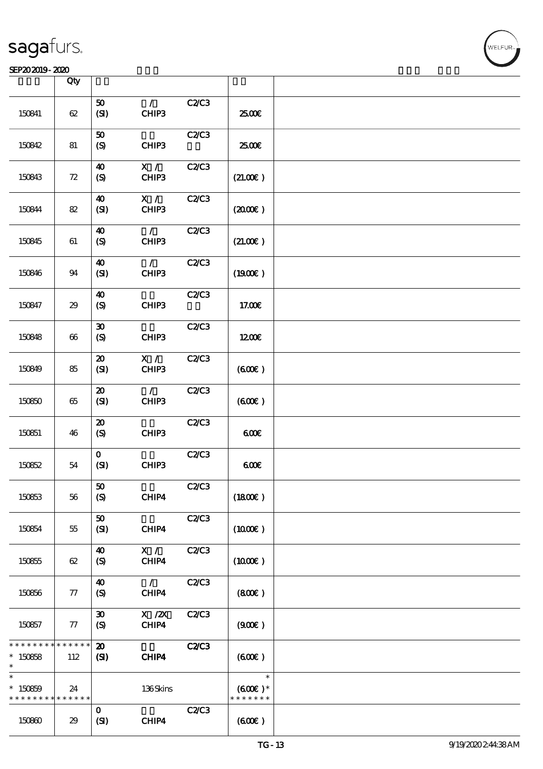| | Qty | | | | | |
|---|---|---|---|---|---|---|
| 150841 | 62 | 50<br>(SI) | /<br>CHIP3 | C2/C3 | 25.00€ | |
| 150842 | 81 | 50<br>(S) | <br>CHIP3 | C2/C3 | 25.00€ | |
| 150843 | 72 | 40<br>(S) | X /<br>CHIP3 | C2/C3 | (21.00€ ) | |
| 150844 | 82 | 40<br>(SI) | X /<br>CHIP3 | C2/C3 | (20.00€ ) | |
| 150845 | 61 | 40<br>(S) | /<br>CHIP3 | C2/C3 | (21.00€ ) | |
| 150846 | 94 | 40<br>(SI) | /<br>CHIP3 | C2/C3 | (19.00€ ) | |
| 150847 | 29 | 40<br>(S) | <br>CHIP3 | C2/C3 | 17.00€ | |
| 150848 | 66 | 30<br>(S) | <br>CHIP3 | C2/C3 | 12.00€ | |
| 150849 | 85 | 20<br>(SI) | X /<br>CHIP3 | C2/C3 | (6.00€ ) | |
| 150850 | 65 | 20<br>(SI) | /<br>CHIP3 | C2/C3 | (6.00€ ) | |
| 150851 | 46 | 20<br>(S) | <br>CHIP3 | C2/C3 | 6.00€ | |
| 150852 | 54 | 0<br>(SI) | <br>CHIP3 | C2/C3 | 6.00€ | |
| 150853 | 56 | 50<br>(S) | <br>CHIP4 | C2/C3 | (18.00€ ) | |
| 150854 | 55 | 50<br>(SI) | <br>CHIP4 | C2/C3 | (10.00€ ) | |
| 150855 | 62 | 40<br>(S) | X /<br>CHIP4 | C2/C3 | (10.00€ ) | |
| 150856 | 77 | 40<br>(S) | /<br>CHIP4 | C2/C3 | (8.00€ ) | |
| 150857 | 77 | 30<br>(S) | X /2X<br>CHIP4 | C2/C3 | (9.00€ ) | |
| * * * * * * * * * * * * * *<br>* 150858<br>* | 112 | 20<br>(SI) | <br>CHIP4 | C2/C3 | (6.00€ ) | |
| *<br>* 150859<br>* * * * * * * * * * * * * * | 24 | | 136 Skins | | *<br>(6.00€ ) *<br>* * * * * * * | |
| 150860 | 29 | 0<br>(SI) | <br>CHIP4 | C2/C3 | (6.00€ ) | |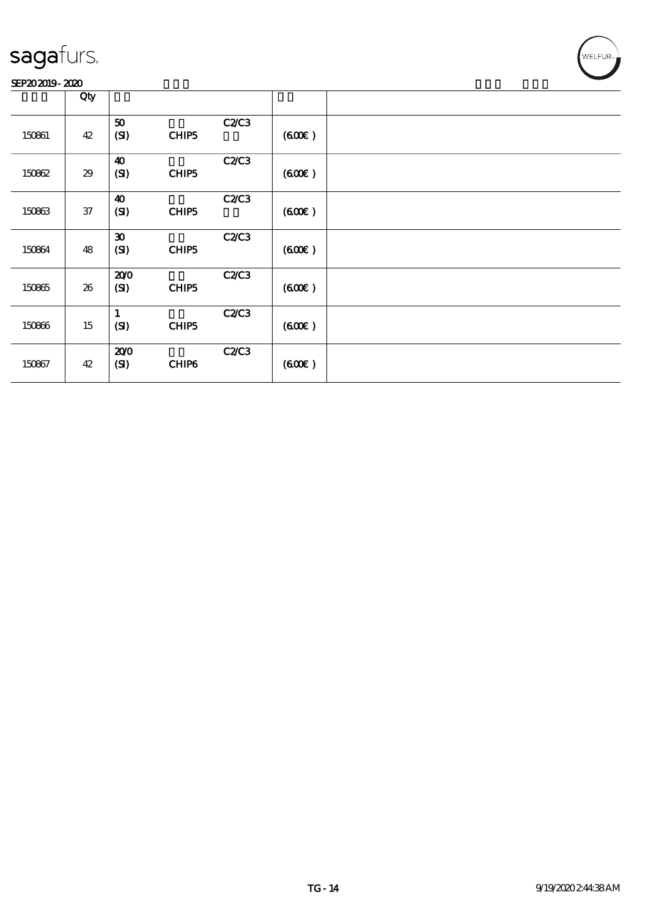sagafurs.

SEP20 2019 - 2020

| | Qty | | | | | |
|---|---|---|---|---|---|---|
| 150861 | 42 | 50 (SI) | CHIP5 | C2/C3 | (600€ ) | |
| 150862 | 29 | 40 (SI) | CHIP5 | C2/C3 | (600€ ) | |
| 150863 | 37 | 40 (SI) | CHIP5 | C2/C3 | (600€ ) | |
| 150864 | 48 | 30 (SI) | CHIP5 | C2/C3 | (600€ ) | |
| 150865 | 26 | 20/0 (SI) | CHIP5 | C2/C3 | (600€ ) | |
| 150866 | 15 | 1 (SI) | CHIP5 | C2/C3 | (600€ ) | |
| 150867 | 42 | 20/0 (SI) | CHIP6 | C2/C3 | (600€ ) | |

TG - 14 9/19/2020 2:44:38 AM